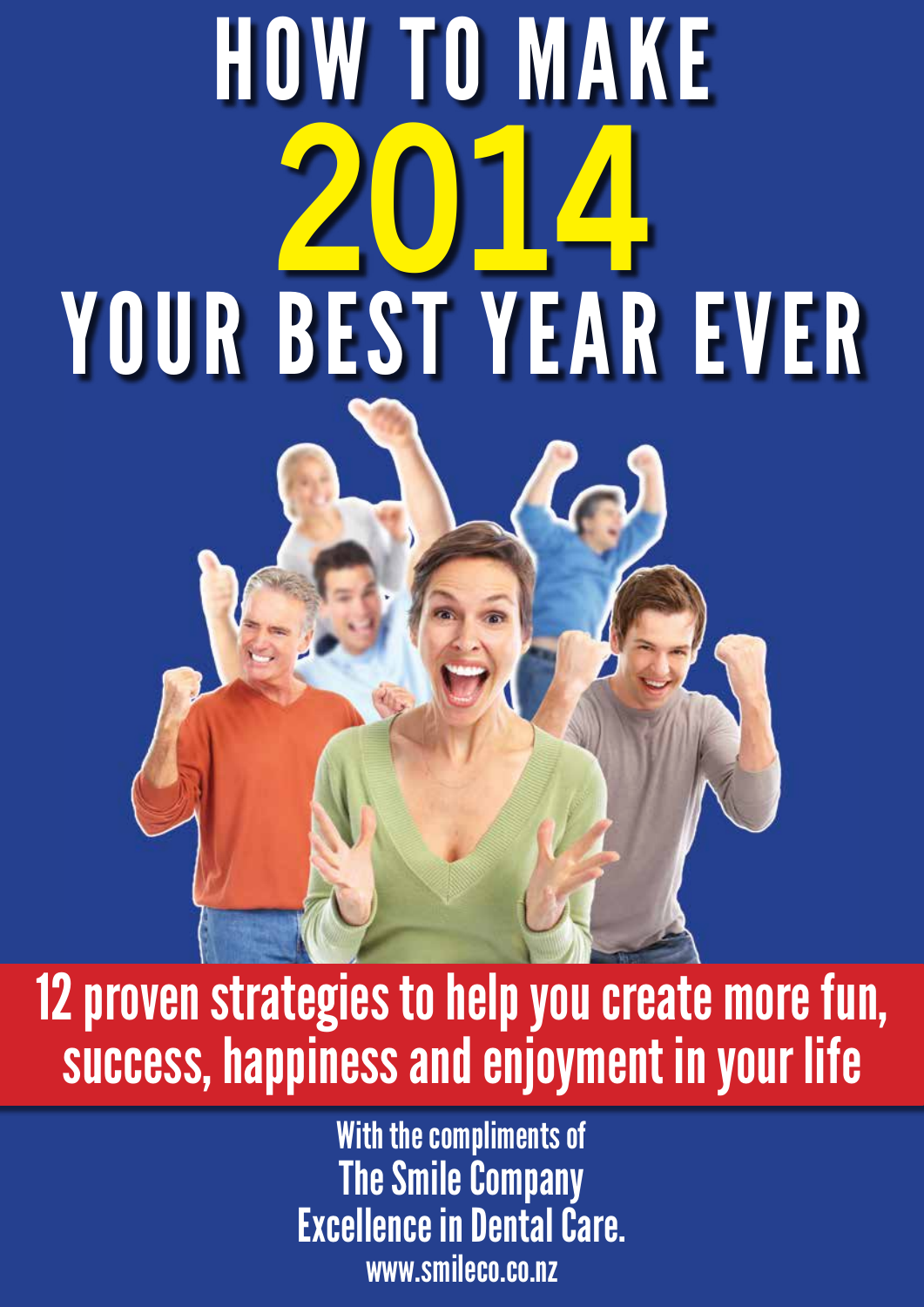# HOW TO MAKE 2014 YOUR BEST YEAR EVER

**12 proven strategies to help you create more fun, success, happiness and enjoyment in your life**

With the compliments of
The Smile Company
Excellence in Dental Care.
www.smileco.co.nz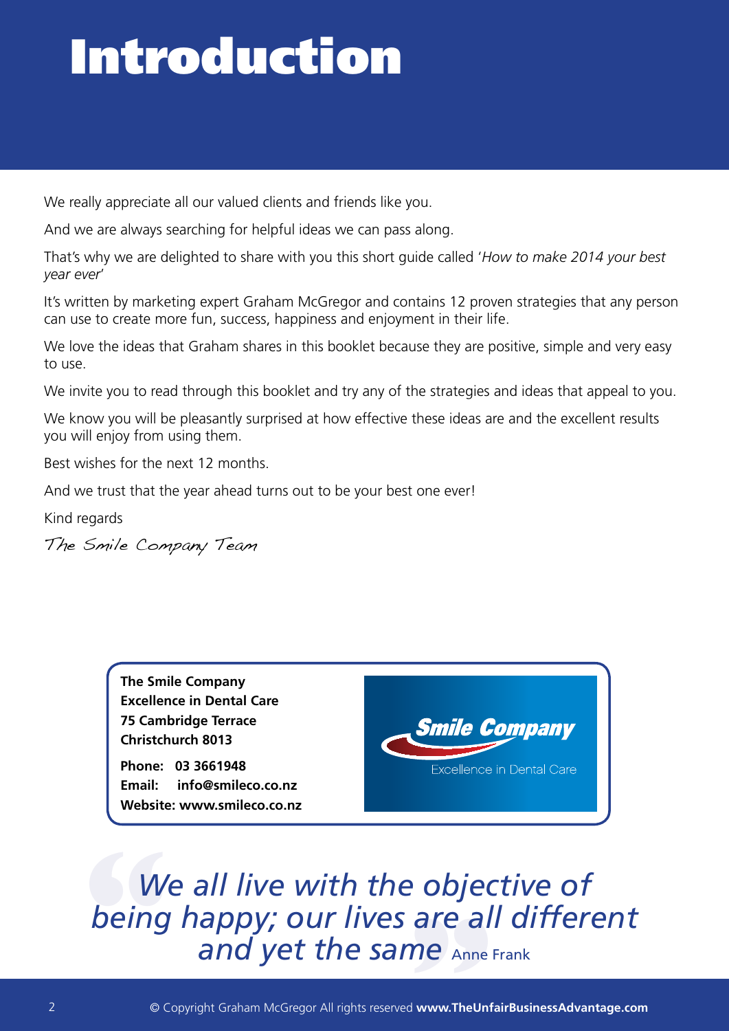# Introduction

We really appreciate all our valued clients and friends like you.

And we are always searching for helpful ideas we can pass along.

That's why we are delighted to share with you this short guide called '*How to make 2014 your best year ever*'

It's written by marketing expert Graham McGregor and contains 12 proven strategies that any person can use to create more fun, success, happiness and enjoyment in their life.

We love the ideas that Graham shares in this booklet because they are positive, simple and very easy to use.

We invite you to read through this booklet and try any of the strategies and ideas that appeal to you.

We know you will be pleasantly surprised at how effective these ideas are and the excellent results you will enjoy from using them.

Best wishes for the next 12 months.

And we trust that the year ahead turns out to be your best one ever!

Kind regards

*The Smile Company Team*

**The Smile Company**
**Excellence in Dental Care**
**75 Cambridge Terrace**
**Christchurch 8013**

**Phone: 03 3661948**
**Email: info@smileco.co.nz**
**Website: www.smileco.co.nz**

Smile Company
Excellence in Dental Care

> *We all live with the objective of being happy; our lives are all different and yet the same* Anne Frank

© Copyright Graham McGregor All rights reserved **www.TheUnfairBusinessAdvantage.com**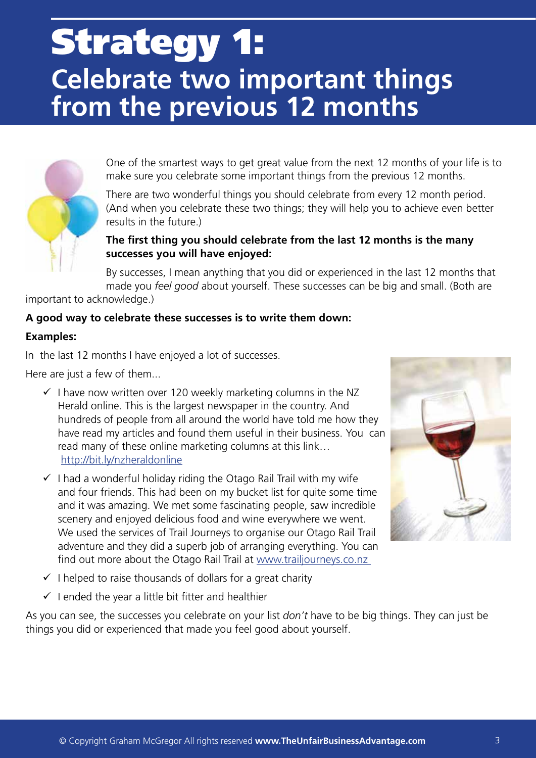# Strategy 1: Celebrate two important things from the previous 12 months

One of the smartest ways to get great value from the next 12 months of your life is to make sure you celebrate some important things from the previous 12 months.

There are two wonderful things you should celebrate from every 12 month period. (And when you celebrate these two things; they will help you to achieve even better results in the future.)

**The first thing you should celebrate from the last 12 months is the many successes you will have enjoyed:**

By successes, I mean anything that you did or experienced in the last 12 months that made you *feel good* about yourself. These successes can be big and small. (Both are important to acknowledge.)

**A good way to celebrate these successes is to write them down:**

**Examples:**

In the last 12 months I have enjoyed a lot of successes.

Here are just a few of them...

- ✓ I have now written over 120 weekly marketing columns in the NZ Herald online. This is the largest newspaper in the country. And hundreds of people from all around the world have told me how they have read my articles and found them useful in their business. You can read many of these online marketing columns at this link… http://bit.ly/nzheraldonline
- ✓ I had a wonderful holiday riding the Otago Rail Trail with my wife and four friends. This had been on my bucket list for quite some time and it was amazing. We met some fascinating people, saw incredible scenery and enjoyed delicious food and wine everywhere we went. We used the services of Trail Journeys to organise our Otago Rail Trail adventure and they did a superb job of arranging everything. You can find out more about the Otago Rail Trail at www.trailjourneys.co.nz
- ✓ I helped to raise thousands of dollars for a great charity
- ✓ I ended the year a little bit fitter and healthier

As you can see, the successes you celebrate on your list *don't* have to be big things. They can just be things you did or experienced that made you feel good about yourself.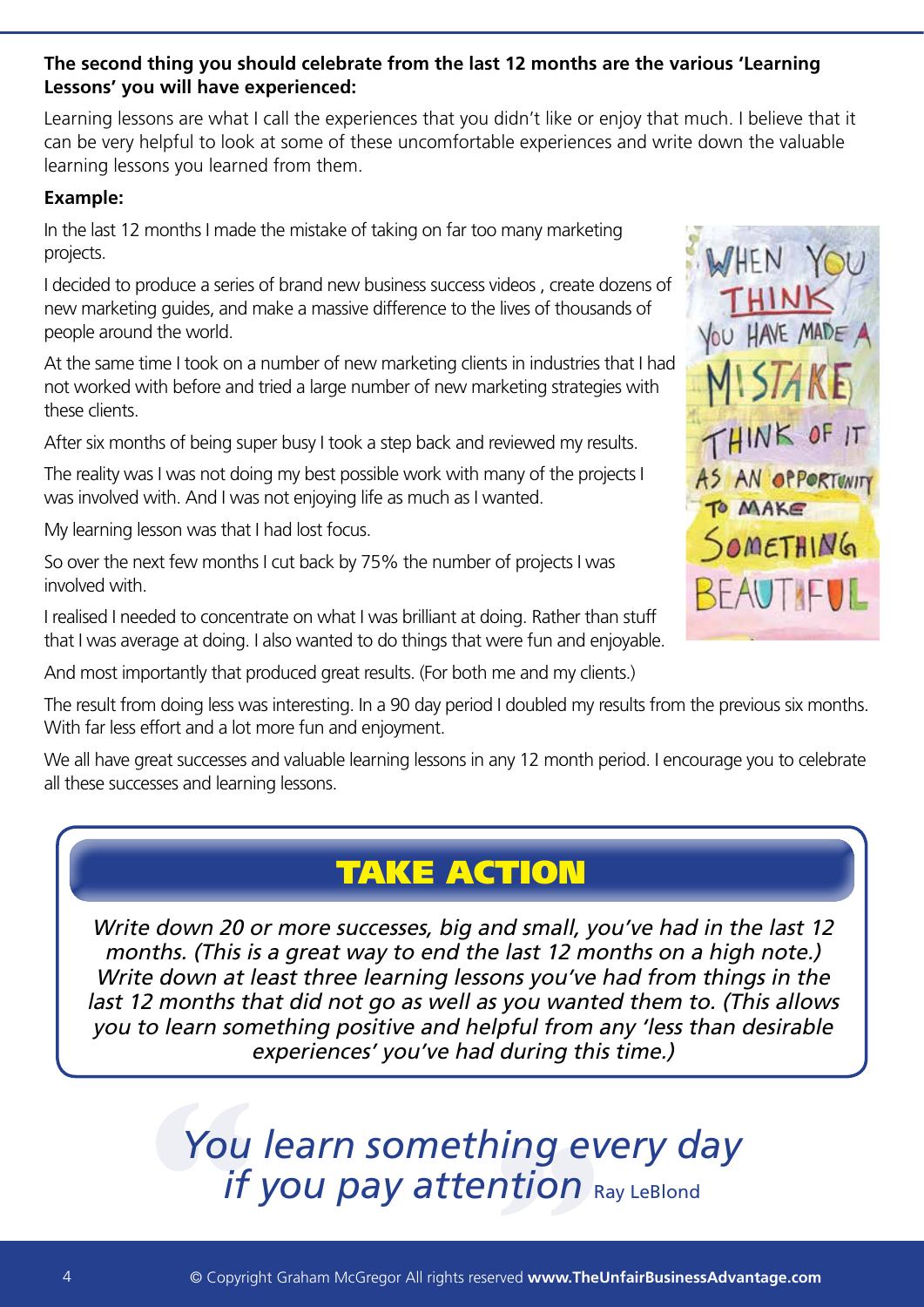**The second thing you should celebrate from the last 12 months are the various 'Learning Lessons' you will have experienced:**

Learning lessons are what I call the experiences that you didn't like or enjoy that much. I believe that it can be very helpful to look at some of these uncomfortable experiences and write down the valuable learning lessons you learned from them.

**Example:**

In the last 12 months I made the mistake of taking on far too many marketing projects.

I decided to produce a series of brand new business success videos , create dozens of new marketing guides, and make a massive difference to the lives of thousands of people around the world.

At the same time I took on a number of new marketing clients in industries that I had not worked with before and tried a large number of new marketing strategies with these clients.

After six months of being super busy I took a step back and reviewed my results.

The reality was I was not doing my best possible work with many of the projects I was involved with. And I was not enjoying life as much as I wanted.

My learning lesson was that I had lost focus.

So over the next few months I cut back by 75% the number of projects I was involved with.

I realised I needed to concentrate on what I was brilliant at doing. Rather than stuff that I was average at doing. I also wanted to do things that were fun and enjoyable.

And most importantly that produced great results. (For both me and my clients.)

The result from doing less was interesting. In a 90 day period I doubled my results from the previous six months. With far less effort and a lot more fun and enjoyment.

We all have great successes and valuable learning lessons in any 12 month period. I encourage you to celebrate all these successes and learning lessons.

WHEN YOU THINK YOU HAVE MADE A MISTAKE THINK OF IT AS AN OPPORTUNITY TO MAKE SOMETHING BEAUTIFUL

## TAKE ACTION

*Write down 20 or more successes, big and small, you've had in the last 12 months. (This is a great way to end the last 12 months on a high note.) Write down at least three learning lessons you've had from things in the last 12 months that did not go as well as you wanted them to. (This allows you to learn something positive and helpful from any 'less than desirable experiences' you've had during this time.)*

> *You learn something every day if you pay attention* Ray LeBlond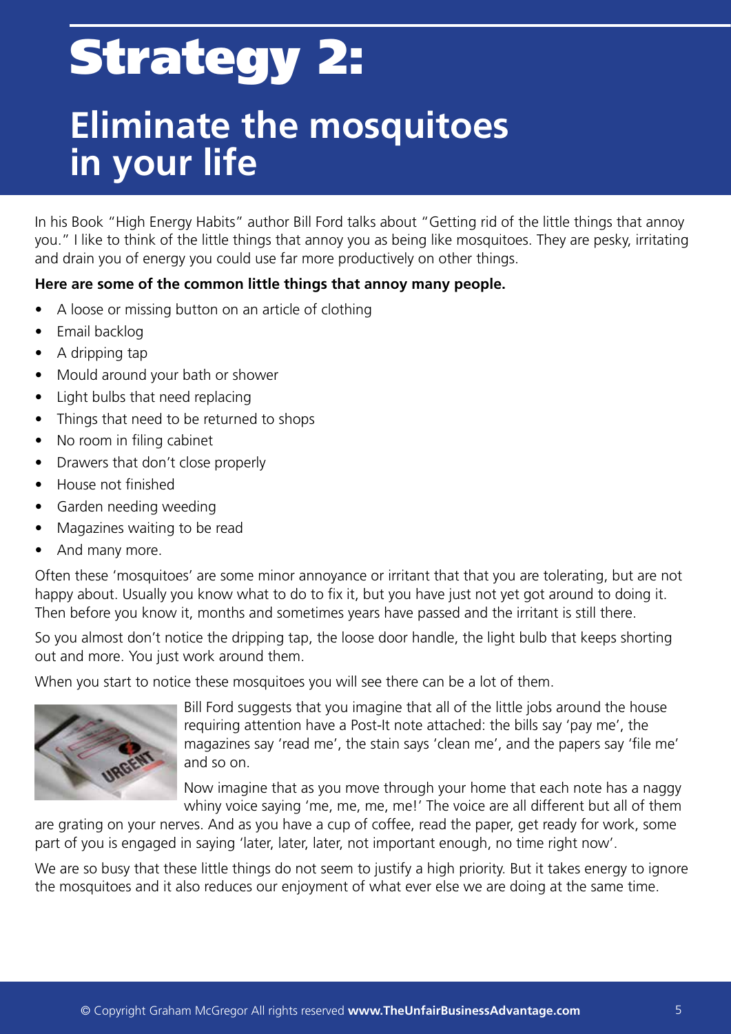# Strategy 2:

## Eliminate the mosquitoes in your life

In his Book "High Energy Habits" author Bill Ford talks about "Getting rid of the little things that annoy you." I like to think of the little things that annoy you as being like mosquitoes. They are pesky, irritating and drain you of energy you could use far more productively on other things.

**Here are some of the common little things that annoy many people.**

- A loose or missing button on an article of clothing
- Email backlog
- A dripping tap
- Mould around your bath or shower
- Light bulbs that need replacing
- Things that need to be returned to shops
- No room in filing cabinet
- Drawers that don't close properly
- House not finished
- Garden needing weeding
- Magazines waiting to be read
- And many more.

Often these 'mosquitoes' are some minor annoyance or irritant that that you are tolerating, but are not happy about. Usually you know what to do to fix it, but you have just not yet got around to doing it. Then before you know it, months and sometimes years have passed and the irritant is still there.

So you almost don't notice the dripping tap, the loose door handle, the light bulb that keeps shorting out and more. You just work around them.

When you start to notice these mosquitoes you will see there can be a lot of them.

Bill Ford suggests that you imagine that all of the little jobs around the house requiring attention have a Post-It note attached: the bills say 'pay me', the magazines say 'read me', the stain says 'clean me', and the papers say 'file me' and so on.

Now imagine that as you move through your home that each note has a naggy whiny voice saying 'me, me, me, me!' The voice are all different but all of them are grating on your nerves. And as you have a cup of coffee, read the paper, get ready for work, some part of you is engaged in saying 'later, later, later, not important enough, no time right now'.

We are so busy that these little things do not seem to justify a high priority. But it takes energy to ignore the mosquitoes and it also reduces our enjoyment of what ever else we are doing at the same time.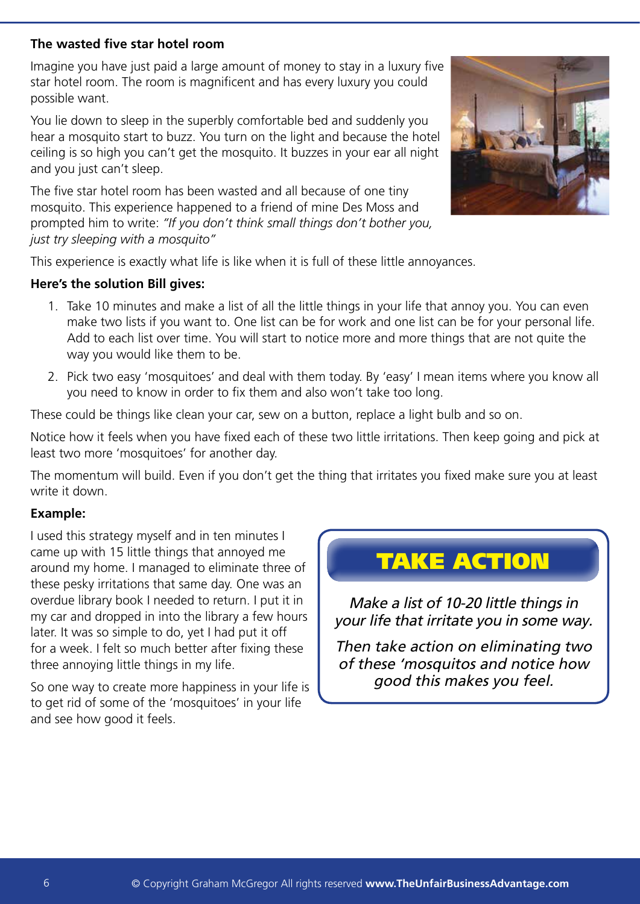### The wasted five star hotel room

Imagine you have just paid a large amount of money to stay in a luxury five star hotel room. The room is magnificent and has every luxury you could possible want.

You lie down to sleep in the superbly comfortable bed and suddenly you hear a mosquito start to buzz. You turn on the light and because the hotel ceiling is so high you can't get the mosquito. It buzzes in your ear all night and you just can't sleep.

The five star hotel room has been wasted and all because of one tiny mosquito. This experience happened to a friend of mine Des Moss and prompted him to write: *"If you don't think small things don't bother you, just try sleeping with a mosquito"*

This experience is exactly what life is like when it is full of these little annoyances.

**Here's the solution Bill gives:**

1. Take 10 minutes and make a list of all the little things in your life that annoy you. You can even make two lists if you want to. One list can be for work and one list can be for your personal life. Add to each list over time. You will start to notice more and more things that are not quite the way you would like them to be.
2. Pick two easy 'mosquitoes' and deal with them today. By 'easy' I mean items where you know all you need to know in order to fix them and also won't take too long.

These could be things like clean your car, sew on a button, replace a light bulb and so on.

Notice how it feels when you have fixed each of these two little irritations. Then keep going and pick at least two more 'mosquitoes' for another day.

The momentum will build. Even if you don't get the thing that irritates you fixed make sure you at least write it down.

**Example:**

I used this strategy myself and in ten minutes I came up with 15 little things that annoyed me around my home. I managed to eliminate three of these pesky irritations that same day. One was an overdue library book I needed to return. I put it in my car and dropped in into the library a few hours later. It was so simple to do, yet I had put it off for a week. I felt so much better after fixing these three annoying little things in my life.

So one way to create more happiness in your life is to get rid of some of the 'mosquitoes' in your life and see how good it feels.

**TAKE ACTION**

*Make a list of 10-20 little things in your life that irritate you in some way.*

*Then take action on eliminating two of these 'mosquitos and notice how good this makes you feel.*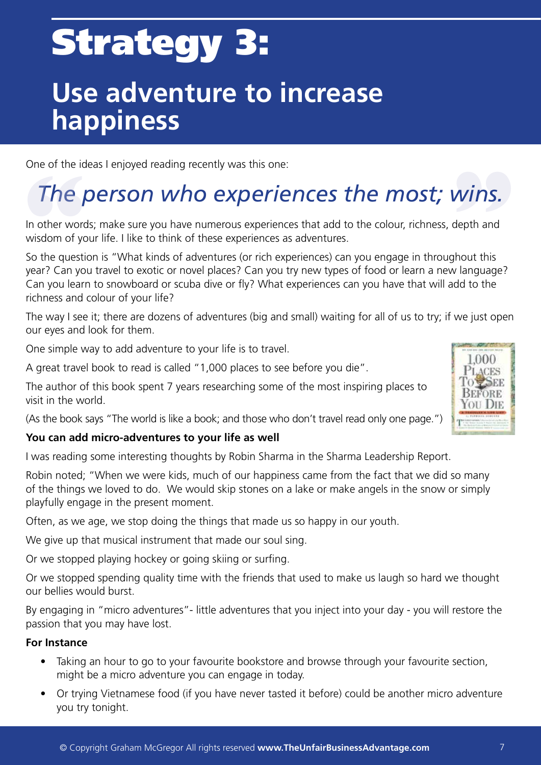# Strategy 3:

## Use adventure to increase happiness

One of the ideas I enjoyed reading recently was this one:

> *The person who experiences the most; wins.*

In other words; make sure you have numerous experiences that add to the colour, richness, depth and wisdom of your life. I like to think of these experiences as adventures.

So the question is "What kinds of adventures (or rich experiences) can you engage in throughout this year? Can you travel to exotic or novel places? Can you try new types of food or learn a new language? Can you learn to snowboard or scuba dive or fly? What experiences can you have that will add to the richness and colour of your life?

The way I see it; there are dozens of adventures (big and small) waiting for all of us to try; if we just open our eyes and look for them.

One simple way to add adventure to your life is to travel.

A great travel book to read is called "1,000 places to see before you die".

The author of this book spent 7 years researching some of the most inspiring places to visit in the world.

(As the book says "The world is like a book; and those who don't travel read only one page.")

**You can add micro-adventures to your life as well**

I was reading some interesting thoughts by Robin Sharma in the Sharma Leadership Report.

Robin noted; "When we were kids, much of our happiness came from the fact that we did so many of the things we loved to do. We would skip stones on a lake or make angels in the snow or simply playfully engage in the present moment.

Often, as we age, we stop doing the things that made us so happy in our youth.

We give up that musical instrument that made our soul sing.

Or we stopped playing hockey or going skiing or surfing.

Or we stopped spending quality time with the friends that used to make us laugh so hard we thought our bellies would burst.

By engaging in "micro adventures"- little adventures that you inject into your day - you will restore the passion that you may have lost.

**For Instance**

- Taking an hour to go to your favourite bookstore and browse through your favourite section, might be a micro adventure you can engage in today.
- Or trying Vietnamese food (if you have never tasted it before) could be another micro adventure you try tonight.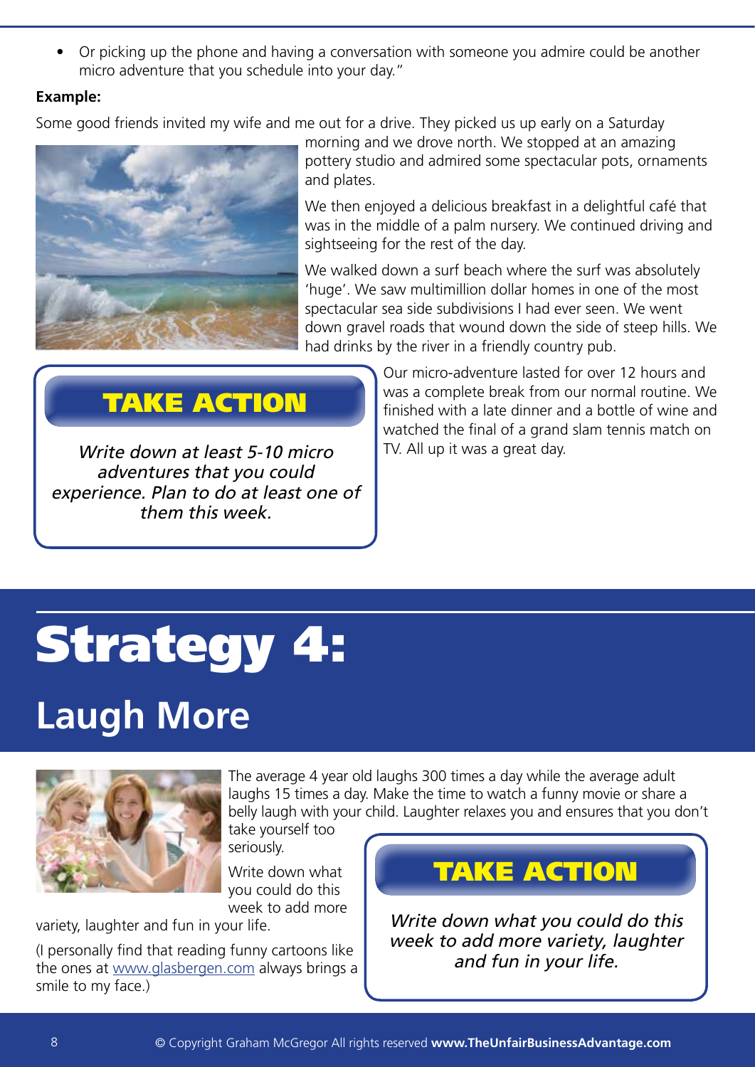- Or picking up the phone and having a conversation with someone you admire could be another micro adventure that you schedule into your day."

**Example:**

Some good friends invited my wife and me out for a drive. They picked us up early on a Saturday morning and we drove north. We stopped at an amazing pottery studio and admired some spectacular pots, ornaments and plates.

We then enjoyed a delicious breakfast in a delightful café that was in the middle of a palm nursery. We continued driving and sightseeing for the rest of the day.

We walked down a surf beach where the surf was absolutely 'huge'. We saw multimillion dollar homes in one of the most spectacular sea side subdivisions I had ever seen. We went down gravel roads that wound down the side of steep hills. We had drinks by the river in a friendly country pub.

Our micro-adventure lasted for over 12 hours and was a complete break from our normal routine. We finished with a late dinner and a bottle of wine and watched the final of a grand slam tennis match on TV. All up it was a great day.

**TAKE ACTION**

*Write down at least 5-10 micro adventures that you could experience. Plan to do at least one of them this week.*

# Strategy 4:

## Laugh More

The average 4 year old laughs 300 times a day while the average adult laughs 15 times a day. Make the time to watch a funny movie or share a belly laugh with your child. Laughter relaxes you and ensures that you don't take yourself too seriously.

Write down what you could do this week to add more variety, laughter and fun in your life.

(I personally find that reading funny cartoons like the ones at www.glasbergen.com always brings a smile to my face.)

**TAKE ACTION**

*Write down what you could do this week to add more variety, laughter and fun in your life.*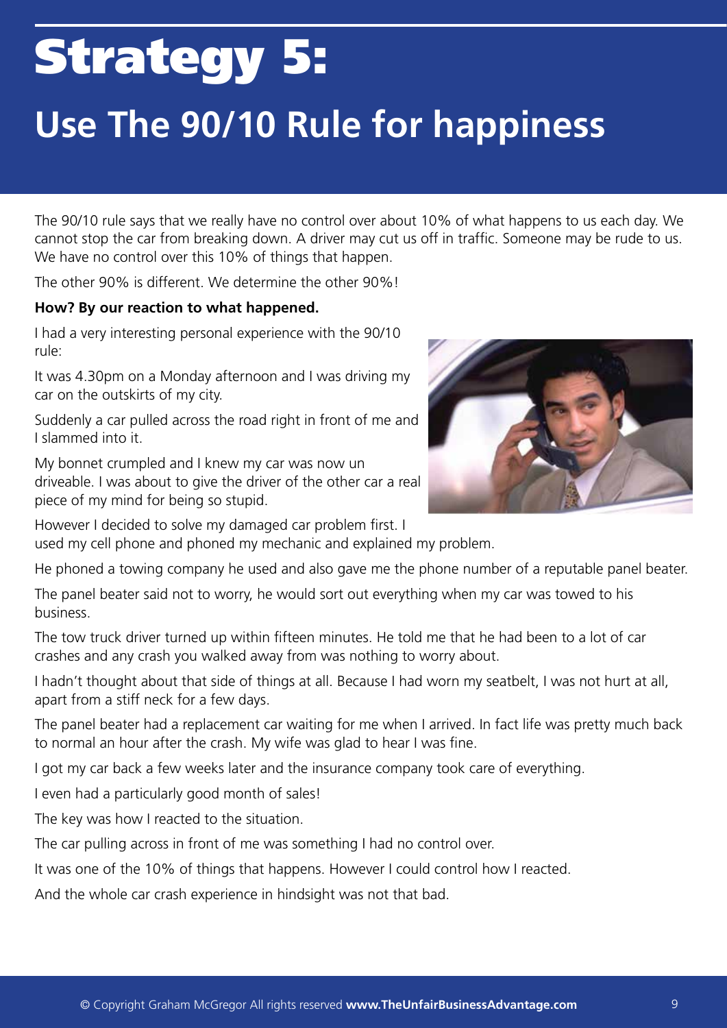# Strategy 5:

## Use The 90/10 Rule for happiness

The 90/10 rule says that we really have no control over about 10% of what happens to us each day. We cannot stop the car from breaking down. A driver may cut us off in traffic. Someone may be rude to us. We have no control over this 10% of things that happen.

The other 90% is different. We determine the other 90%!

**How? By our reaction to what happened.**

I had a very interesting personal experience with the 90/10 rule:

It was 4.30pm on a Monday afternoon and I was driving my car on the outskirts of my city.

Suddenly a car pulled across the road right in front of me and I slammed into it.

My bonnet crumpled and I knew my car was now un driveable. I was about to give the driver of the other car a real piece of my mind for being so stupid.

However I decided to solve my damaged car problem first. I used my cell phone and phoned my mechanic and explained my problem.

He phoned a towing company he used and also gave me the phone number of a reputable panel beater.

The panel beater said not to worry, he would sort out everything when my car was towed to his business.

The tow truck driver turned up within fifteen minutes. He told me that he had been to a lot of car crashes and any crash you walked away from was nothing to worry about.

I hadn't thought about that side of things at all. Because I had worn my seatbelt, I was not hurt at all, apart from a stiff neck for a few days.

The panel beater had a replacement car waiting for me when I arrived. In fact life was pretty much back to normal an hour after the crash. My wife was glad to hear I was fine.

I got my car back a few weeks later and the insurance company took care of everything.

I even had a particularly good month of sales!

The key was how I reacted to the situation.

The car pulling across in front of me was something I had no control over.

It was one of the 10% of things that happens. However I could control how I reacted.

And the whole car crash experience in hindsight was not that bad.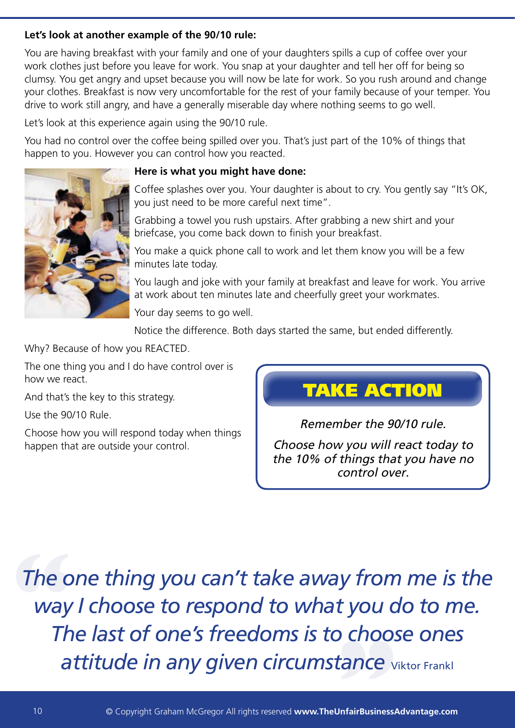**Let's look at another example of the 90/10 rule:**

You are having breakfast with your family and one of your daughters spills a cup of coffee over your work clothes just before you leave for work. You snap at your daughter and tell her off for being so clumsy. You get angry and upset because you will now be late for work. So you rush around and change your clothes. Breakfast is now very uncomfortable for the rest of your family because of your temper. You drive to work still angry, and have a generally miserable day where nothing seems to go well.

Let's look at this experience again using the 90/10 rule.

You had no control over the coffee being spilled over you. That's just part of the 10% of things that happen to you. However you can control how you reacted.

**Here is what you might have done:**

Coffee splashes over you. Your daughter is about to cry. You gently say "It's OK, you just need to be more careful next time".

Grabbing a towel you rush upstairs. After grabbing a new shirt and your briefcase, you come back down to finish your breakfast.

You make a quick phone call to work and let them know you will be a few minutes late today.

You laugh and joke with your family at breakfast and leave for work. You arrive at work about ten minutes late and cheerfully greet your workmates.

Your day seems to go well.

Notice the difference. Both days started the same, but ended differently.

Why? Because of how you REACTED.

The one thing you and I do have control over is how we react.

And that's the key to this strategy.

Use the 90/10 Rule.

Choose how you will respond today when things happen that are outside your control.

## TAKE ACTION

*Remember the 90/10 rule.*

*Choose how you will react today to the 10% of things that you have no control over.*

> *"The one thing you can't take away from me is the way I choose to respond to what you do to me. The last of one's freedoms is to choose ones attitude in any given circumstance"* Viktor Frankl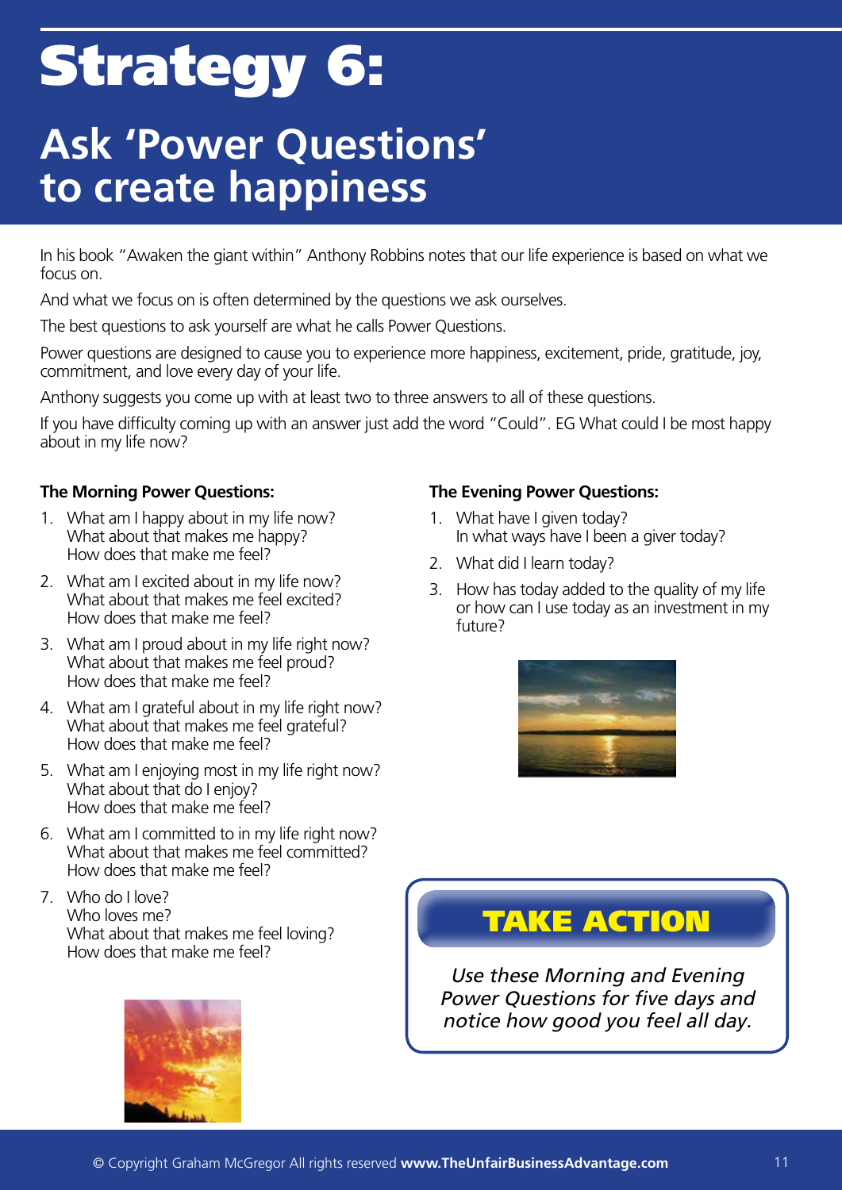# Strategy 6:

## Ask 'Power Questions' to create happiness

In his book "Awaken the giant within" Anthony Robbins notes that our life experience is based on what we focus on.

And what we focus on is often determined by the questions we ask ourselves.

The best questions to ask yourself are what he calls Power Questions.

Power questions are designed to cause you to experience more happiness, excitement, pride, gratitude, joy, commitment, and love every day of your life.

Anthony suggests you come up with at least two to three answers to all of these questions.

If you have difficulty coming up with an answer just add the word "Could". EG What could I be most happy about in my life now?

**The Morning Power Questions:**

1. What am I happy about in my life now?
   What about that makes me happy?
   How does that make me feel?
2. What am I excited about in my life now?
   What about that makes me feel excited?
   How does that make me feel?
3. What am I proud about in my life right now?
   What about that makes me feel proud?
   How does that make me feel?
4. What am I grateful about in my life right now?
   What about that makes me feel grateful?
   How does that make me feel?
5. What am I enjoying most in my life right now?
   What about that do I enjoy?
   How does that make me feel?
6. What am I committed to in my life right now?
   What about that makes me feel committed?
   How does that make me feel?
7. Who do I love?
   Who loves me?
   What about that makes me feel loving?
   How does that make me feel?

**The Evening Power Questions:**

1. What have I given today?
   In what ways have I been a giver today?
2. What did I learn today?
3. How has today added to the quality of my life or how can I use today as an investment in my future?

**TAKE ACTION**

*Use these Morning and Evening Power Questions for five days and notice how good you feel all day.*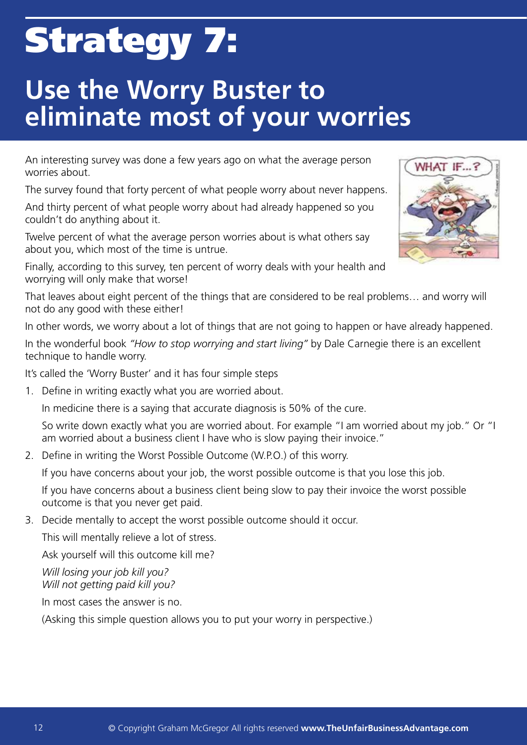# Strategy 7:

## Use the Worry Buster to eliminate most of your worries

An interesting survey was done a few years ago on what the average person worries about.

The survey found that forty percent of what people worry about never happens.

And thirty percent of what people worry about had already happened so you couldn't do anything about it.

Twelve percent of what the average person worries about is what others say about you, which most of the time is untrue.

Finally, according to this survey, ten percent of worry deals with your health and worrying will only make that worse!

That leaves about eight percent of the things that are considered to be real problems… and worry will not do any good with these either!

In other words, we worry about a lot of things that are not going to happen or have already happened.

In the wonderful book *"How to stop worrying and start living"* by Dale Carnegie there is an excellent technique to handle worry.

It's called the 'Worry Buster' and it has four simple steps

1. Define in writing exactly what you are worried about.

   In medicine there is a saying that accurate diagnosis is 50% of the cure.

   So write down exactly what you are worried about. For example "I am worried about my job." Or "I am worried about a business client I have who is slow paying their invoice."

2. Define in writing the Worst Possible Outcome (W.P.O.) of this worry.

   If you have concerns about your job, the worst possible outcome is that you lose this job.

   If you have concerns about a business client being slow to pay their invoice the worst possible outcome is that you never get paid.

3. Decide mentally to accept the worst possible outcome should it occur.

   This will mentally relieve a lot of stress.

   Ask yourself will this outcome kill me?

   *Will losing your job kill you?*
   *Will not getting paid kill you?*

   In most cases the answer is no.

   (Asking this simple question allows you to put your worry in perspective.)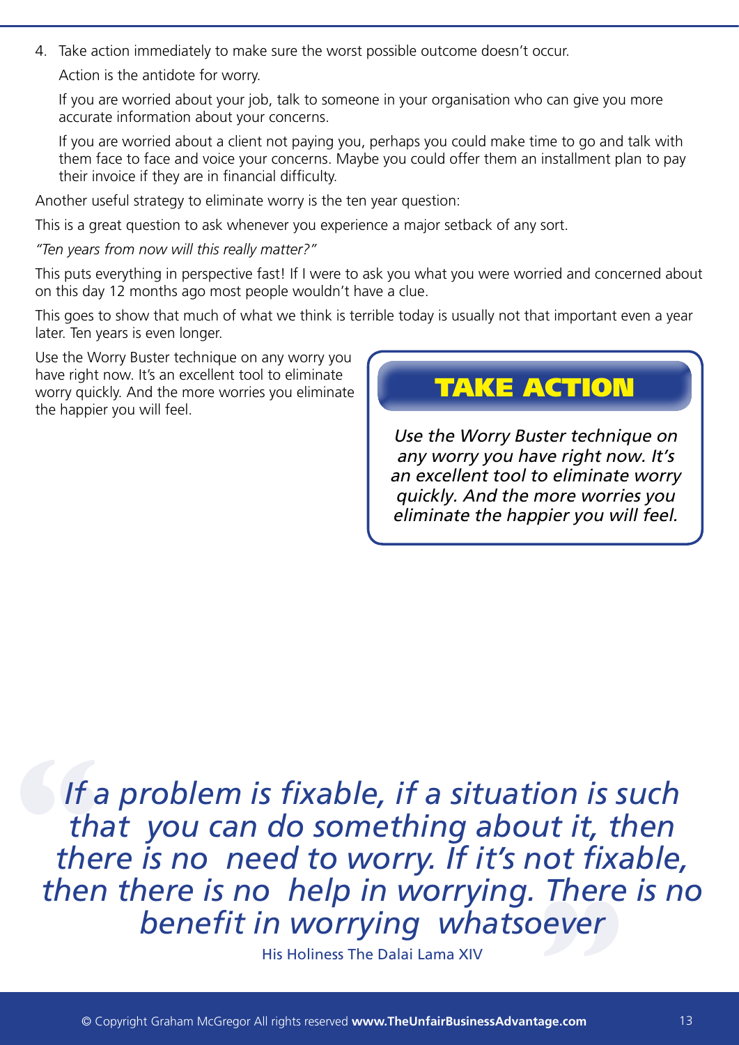4. Take action immediately to make sure the worst possible outcome doesn't occur.

   Action is the antidote for worry.

   If you are worried about your job, talk to someone in your organisation who can give you more accurate information about your concerns.

   If you are worried about a client not paying you, perhaps you could make time to go and talk with them face to face and voice your concerns. Maybe you could offer them an installment plan to pay their invoice if they are in financial difficulty.

Another useful strategy to eliminate worry is the ten year question:

This is a great question to ask whenever you experience a major setback of any sort.

*"Ten years from now will this really matter?"*

This puts everything in perspective fast! If I were to ask you what you were worried and concerned about on this day 12 months ago most people wouldn't have a clue.

This goes to show that much of what we think is terrible today is usually not that important even a year later. Ten years is even longer.

Use the Worry Buster technique on any worry you have right now. It's an excellent tool to eliminate worry quickly. And the more worries you eliminate the happier you will feel.

## TAKE ACTION

*Use the Worry Buster technique on any worry you have right now. It's an excellent tool to eliminate worry quickly. And the more worries you eliminate the happier you will feel.*

> *"If a problem is fixable, if a situation is such that you can do something about it, then there is no need to worry. If it's not fixable, then there is no help in worrying. There is no benefit in worrying whatsoever"*
>
> His Holiness The Dalai Lama XIV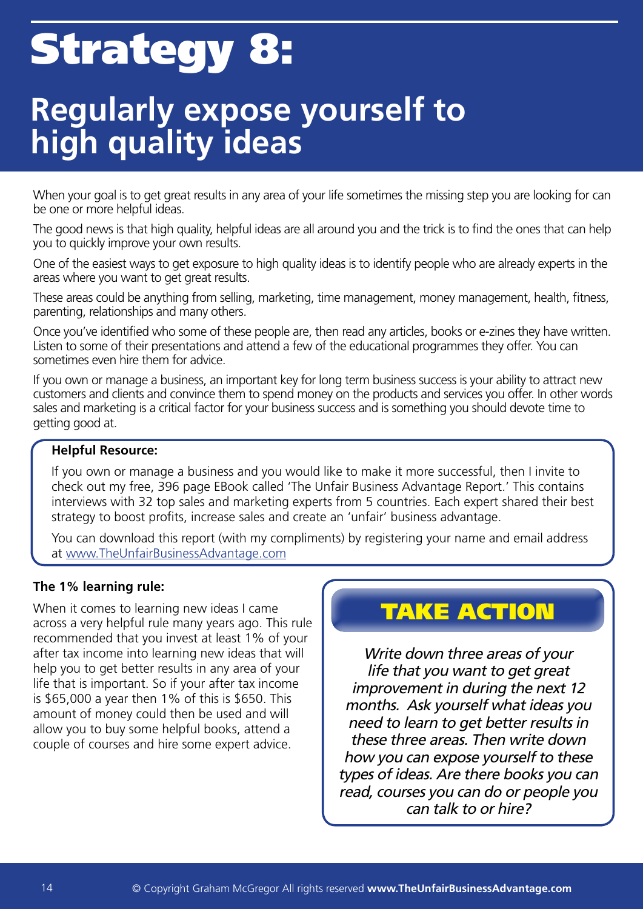# Strategy 8:

## Regularly expose yourself to high quality ideas

When your goal is to get great results in any area of your life sometimes the missing step you are looking for can be one or more helpful ideas.

The good news is that high quality, helpful ideas are all around you and the trick is to find the ones that can help you to quickly improve your own results.

One of the easiest ways to get exposure to high quality ideas is to identify people who are already experts in the areas where you want to get great results.

These areas could be anything from selling, marketing, time management, money management, health, fitness, parenting, relationships and many others.

Once you've identified who some of these people are, then read any articles, books or e-zines they have written. Listen to some of their presentations and attend a few of the educational programmes they offer. You can sometimes even hire them for advice.

If you own or manage a business, an important key for long term business success is your ability to attract new customers and clients and convince them to spend money on the products and services you offer. In other words sales and marketing is a critical factor for your business success and is something you should devote time to getting good at.

**Helpful Resource:**

If you own or manage a business and you would like to make it more successful, then I invite to check out my free, 396 page EBook called 'The Unfair Business Advantage Report.' This contains interviews with 32 top sales and marketing experts from 5 countries. Each expert shared their best strategy to boost profits, increase sales and create an 'unfair' business advantage.

You can download this report (with my compliments) by registering your name and email address at www.TheUnfairBusinessAdvantage.com

**The 1% learning rule:**

When it comes to learning new ideas I came across a very helpful rule many years ago. This rule recommended that you invest at least 1% of your after tax income into learning new ideas that will help you to get better results in any area of your life that is important. So if your after tax income is $65,000 a year then 1% of this is $650. This amount of money could then be used and will allow you to buy some helpful books, attend a couple of courses and hire some expert advice.

**TAKE ACTION**

*Write down three areas of your life that you want to get great improvement in during the next 12 months. Ask yourself what ideas you need to learn to get better results in these three areas. Then write down how you can expose yourself to these types of ideas. Are there books you can read, courses you can do or people you can talk to or hire?*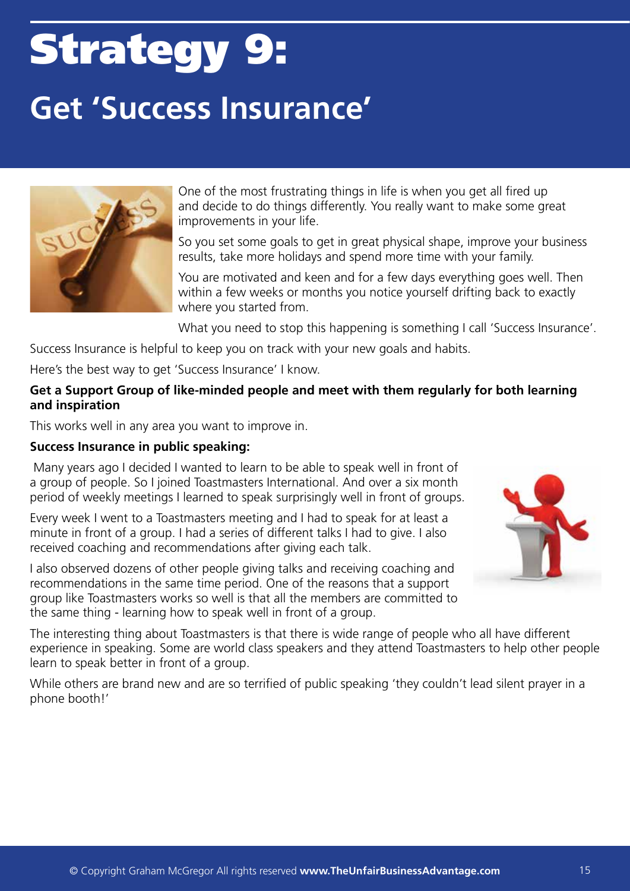# Strategy 9:

## Get 'Success Insurance'

One of the most frustrating things in life is when you get all fired up and decide to do things differently. You really want to make some great improvements in your life.

So you set some goals to get in great physical shape, improve your business results, take more holidays and spend more time with your family.

You are motivated and keen and for a few days everything goes well. Then within a few weeks or months you notice yourself drifting back to exactly where you started from.

What you need to stop this happening is something I call 'Success Insurance'.

Success Insurance is helpful to keep you on track with your new goals and habits.

Here's the best way to get 'Success Insurance' I know.

**Get a Support Group of like-minded people and meet with them regularly for both learning and inspiration**

This works well in any area you want to improve in.

**Success Insurance in public speaking:**

Many years ago I decided I wanted to learn to be able to speak well in front of a group of people. So I joined Toastmasters International. And over a six month period of weekly meetings I learned to speak surprisingly well in front of groups.

Every week I went to a Toastmasters meeting and I had to speak for at least a minute in front of a group. I had a series of different talks I had to give. I also received coaching and recommendations after giving each talk.

I also observed dozens of other people giving talks and receiving coaching and recommendations in the same time period. One of the reasons that a support group like Toastmasters works so well is that all the members are committed to the same thing - learning how to speak well in front of a group.

The interesting thing about Toastmasters is that there is wide range of people who all have different experience in speaking. Some are world class speakers and they attend Toastmasters to help other people learn to speak better in front of a group.

While others are brand new and are so terrified of public speaking 'they couldn't lead silent prayer in a phone booth!'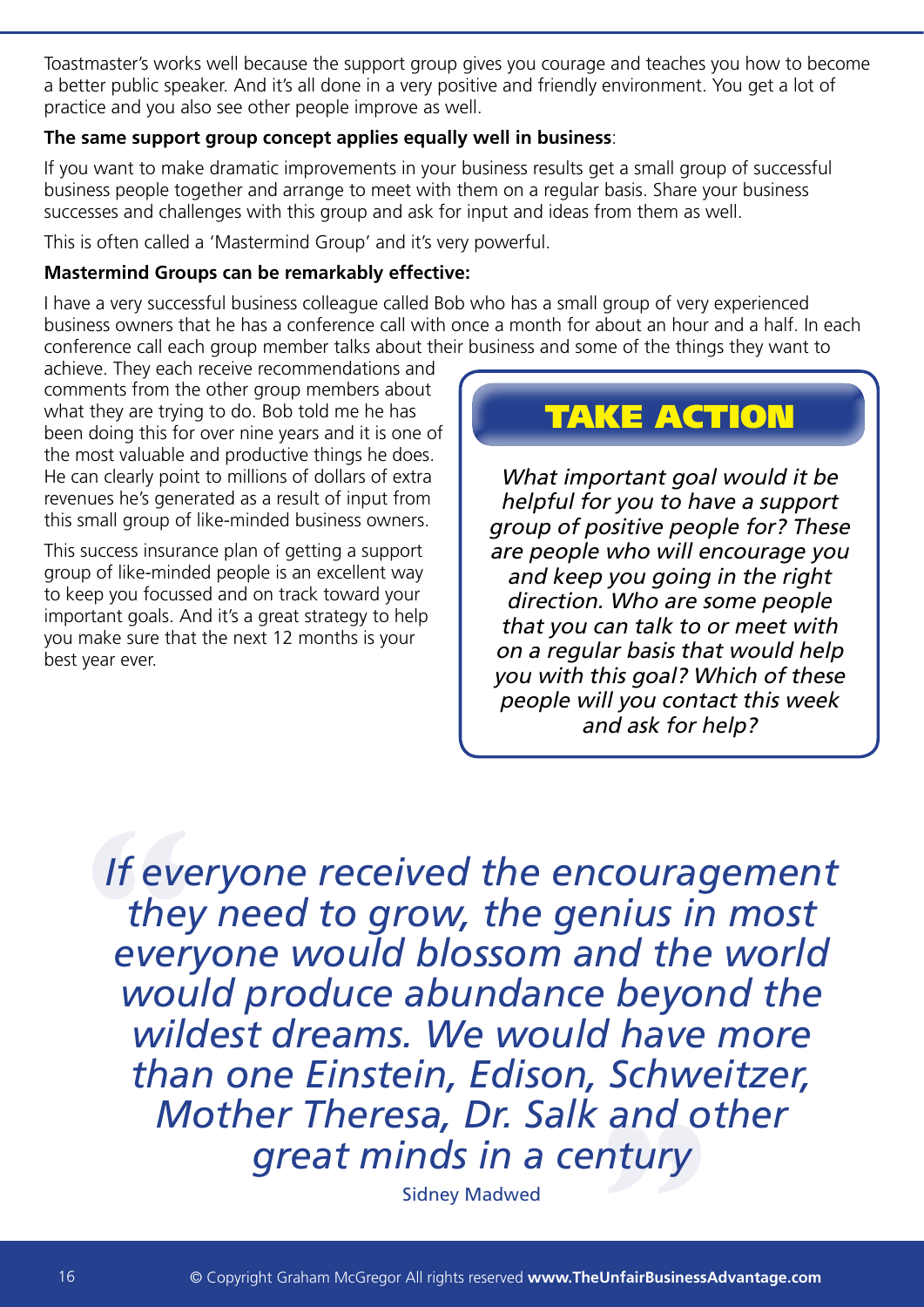Toastmaster's works well because the support group gives you courage and teaches you how to become a better public speaker. And it's all done in a very positive and friendly environment. You get a lot of practice and you also see other people improve as well.

**The same support group concept applies equally well in business**:

If you want to make dramatic improvements in your business results get a small group of successful business people together and arrange to meet with them on a regular basis. Share your business successes and challenges with this group and ask for input and ideas from them as well.

This is often called a 'Mastermind Group' and it's very powerful.

**Mastermind Groups can be remarkably effective:**

I have a very successful business colleague called Bob who has a small group of very experienced business owners that he has a conference call with once a month for about an hour and a half. In each conference call each group member talks about their business and some of the things they want to achieve. They each receive recommendations and comments from the other group members about what they are trying to do. Bob told me he has been doing this for over nine years and it is one of the most valuable and productive things he does. He can clearly point to millions of dollars of extra revenues he's generated as a result of input from this small group of like-minded business owners.

This success insurance plan of getting a support group of like-minded people is an excellent way to keep you focussed and on track toward your important goals. And it's a great strategy to help you make sure that the next 12 months is your best year ever.

## TAKE ACTION

*What important goal would it be helpful for you to have a support group of positive people for? These are people who will encourage you and keep you going in the right direction. Who are some people that you can talk to or meet with on a regular basis that would help you with this goal? Which of these people will you contact this week and ask for help?*

> *If everyone received the encouragement they need to grow, the genius in most everyone would blossom and the world would produce abundance beyond the wildest dreams. We would have more than one Einstein, Edison, Schweitzer, Mother Theresa, Dr. Salk and other great minds in a century*
>
> Sidney Madwed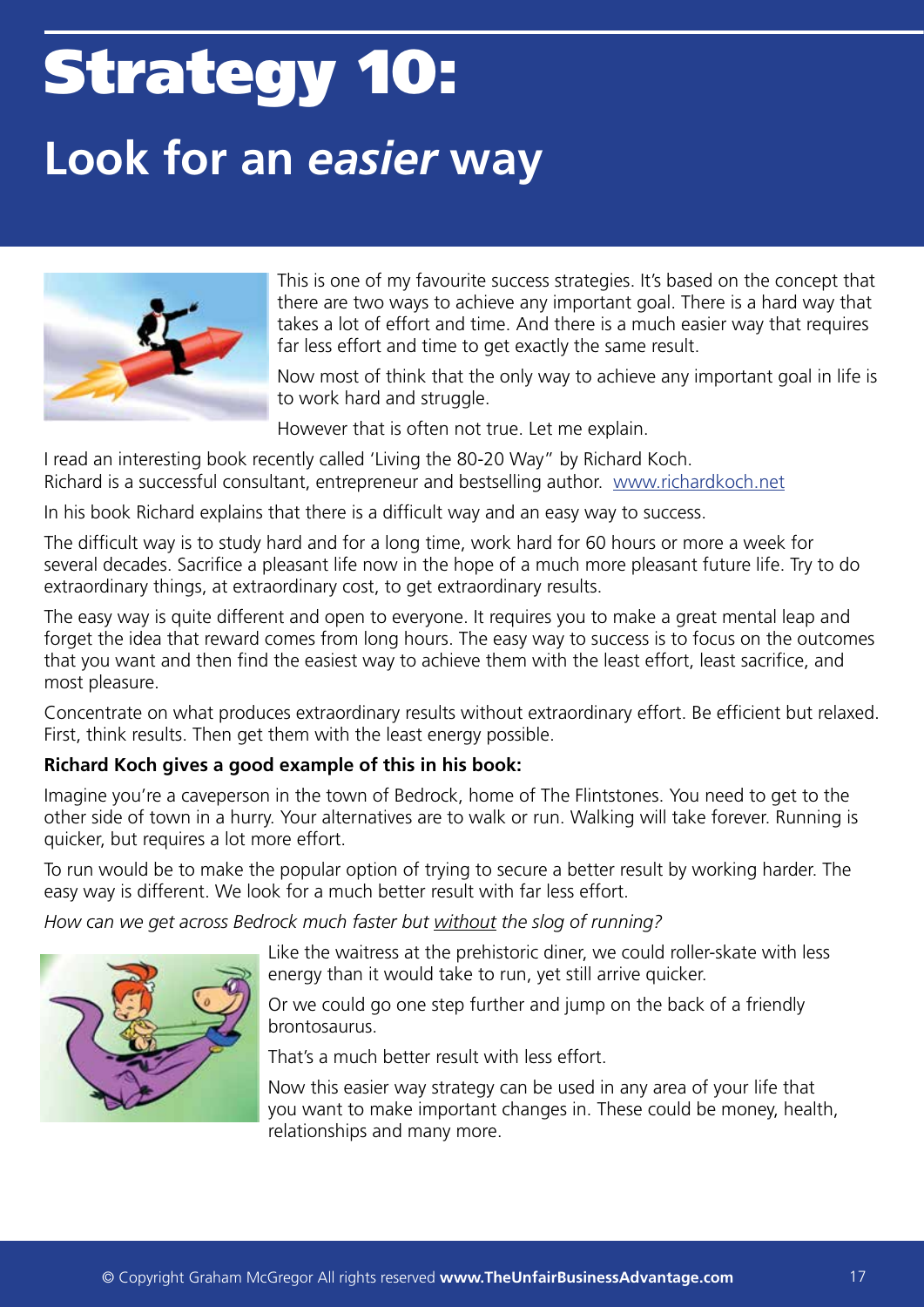# Strategy 10:

## Look for an *easier* way

This is one of my favourite success strategies. It's based on the concept that there are two ways to achieve any important goal. There is a hard way that takes a lot of effort and time. And there is a much easier way that requires far less effort and time to get exactly the same result.

Now most of think that the only way to achieve any important goal in life is to work hard and struggle.

However that is often not true. Let me explain.

I read an interesting book recently called 'Living the 80-20 Way" by Richard Koch.
Richard is a successful consultant, entrepreneur and bestselling author. www.richardkoch.net

In his book Richard explains that there is a difficult way and an easy way to success.

The difficult way is to study hard and for a long time, work hard for 60 hours or more a week for several decades. Sacrifice a pleasant life now in the hope of a much more pleasant future life. Try to do extraordinary things, at extraordinary cost, to get extraordinary results.

The easy way is quite different and open to everyone. It requires you to make a great mental leap and forget the idea that reward comes from long hours. The easy way to success is to focus on the outcomes that you want and then find the easiest way to achieve them with the least effort, least sacrifice, and most pleasure.

Concentrate on what produces extraordinary results without extraordinary effort. Be efficient but relaxed. First, think results. Then get them with the least energy possible.

**Richard Koch gives a good example of this in his book:**

Imagine you're a caveperson in the town of Bedrock, home of The Flintstones. You need to get to the other side of town in a hurry. Your alternatives are to walk or run. Walking will take forever. Running is quicker, but requires a lot more effort.

To run would be to make the popular option of trying to secure a better result by working harder. The easy way is different. We look for a much better result with far less effort.

*How can we get across Bedrock much faster but <u>without</u> the slog of running?*

Like the waitress at the prehistoric diner, we could roller-skate with less energy than it would take to run, yet still arrive quicker.

Or we could go one step further and jump on the back of a friendly brontosaurus.

That's a much better result with less effort.

Now this easier way strategy can be used in any area of your life that you want to make important changes in. These could be money, health, relationships and many more.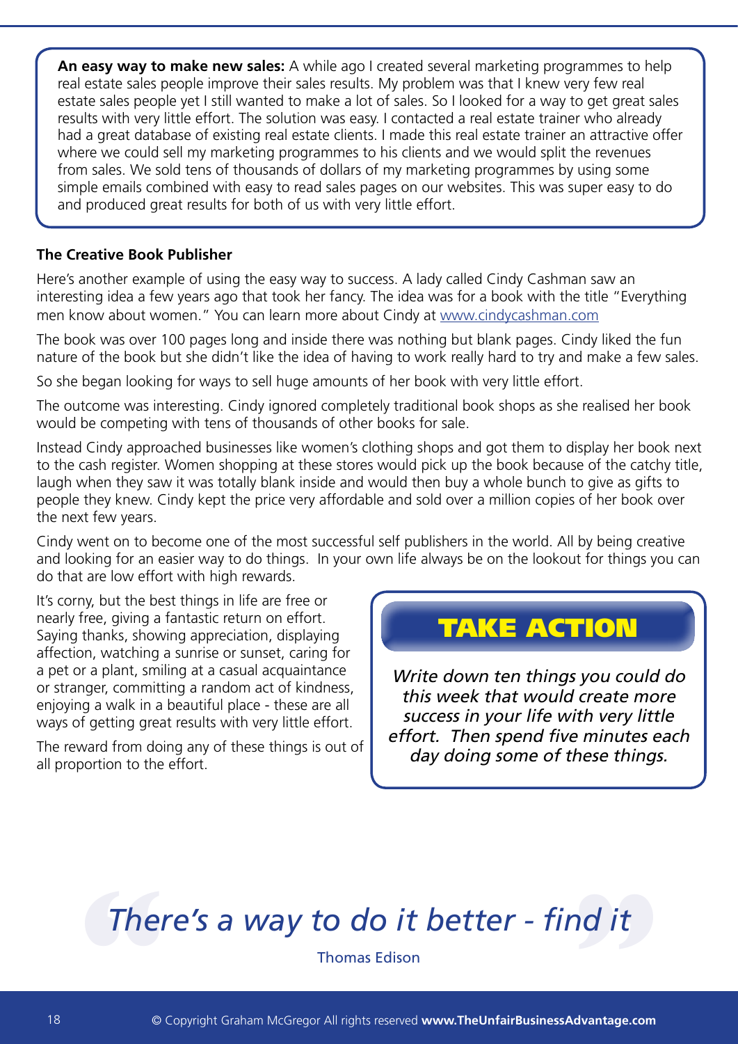**An easy way to make new sales:** A while ago I created several marketing programmes to help real estate sales people improve their sales results. My problem was that I knew very few real estate sales people yet I still wanted to make a lot of sales. So I looked for a way to get great sales results with very little effort. The solution was easy. I contacted a real estate trainer who already had a great database of existing real estate clients. I made this real estate trainer an attractive offer where we could sell my marketing programmes to his clients and we would split the revenues from sales. We sold tens of thousands of dollars of my marketing programmes by using some simple emails combined with easy to read sales pages on our websites. This was super easy to do and produced great results for both of us with very little effort.

### The Creative Book Publisher

Here's another example of using the easy way to success. A lady called Cindy Cashman saw an interesting idea a few years ago that took her fancy. The idea was for a book with the title "Everything men know about women." You can learn more about Cindy at [www.cindycashman.com](http://www.cindycashman.com)

The book was over 100 pages long and inside there was nothing but blank pages. Cindy liked the fun nature of the book but she didn't like the idea of having to work really hard to try and make a few sales.

So she began looking for ways to sell huge amounts of her book with very little effort.

The outcome was interesting. Cindy ignored completely traditional book shops as she realised her book would be competing with tens of thousands of other books for sale.

Instead Cindy approached businesses like women's clothing shops and got them to display her book next to the cash register. Women shopping at these stores would pick up the book because of the catchy title, laugh when they saw it was totally blank inside and would then buy a whole bunch to give as gifts to people they knew. Cindy kept the price very affordable and sold over a million copies of her book over the next few years.

Cindy went on to become one of the most successful self publishers in the world. All by being creative and looking for an easier way to do things. In your own life always be on the lookout for things you can do that are low effort with high rewards.

It's corny, but the best things in life are free or nearly free, giving a fantastic return on effort. Saying thanks, showing appreciation, displaying affection, watching a sunrise or sunset, caring for a pet or a plant, smiling at a casual acquaintance or stranger, committing a random act of kindness, enjoying a walk in a beautiful place - these are all ways of getting great results with very little effort.

The reward from doing any of these things is out of all proportion to the effort.

### TAKE ACTION

*Write down ten things you could do this week that would create more success in your life with very little effort. Then spend five minutes each day doing some of these things.*

> *There's a way to do it better - find it*
>
> Thomas Edison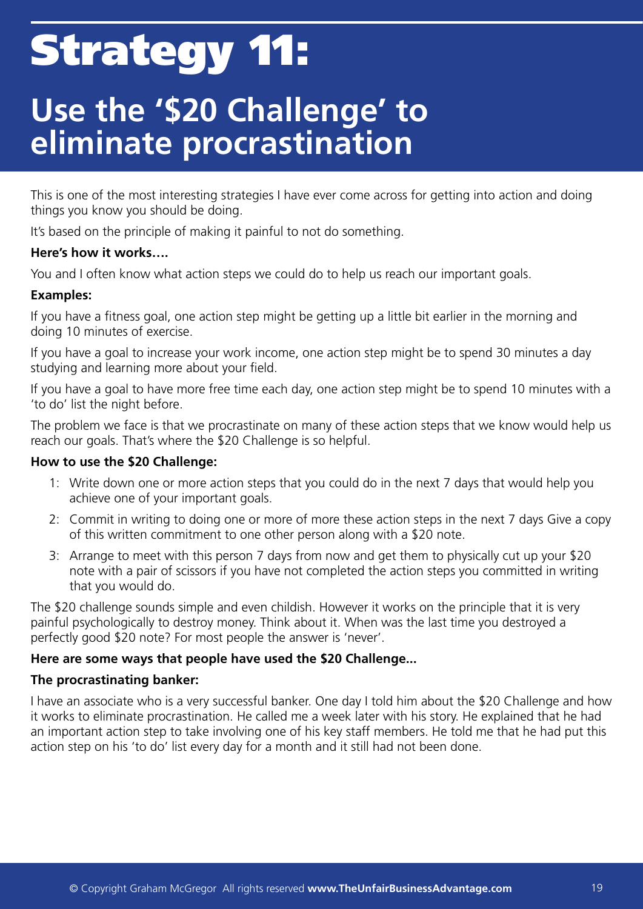# Strategy 11:

## Use the '$20 Challenge' to eliminate procrastination

This is one of the most interesting strategies I have ever come across for getting into action and doing things you know you should be doing.

It's based on the principle of making it painful to not do something.

**Here's how it works….**

You and I often know what action steps we could do to help us reach our important goals.

**Examples:**

If you have a fitness goal, one action step might be getting up a little bit earlier in the morning and doing 10 minutes of exercise.

If you have a goal to increase your work income, one action step might be to spend 30 minutes a day studying and learning more about your field.

If you have a goal to have more free time each day, one action step might be to spend 10 minutes with a 'to do' list the night before.

The problem we face is that we procrastinate on many of these action steps that we know would help us reach our goals. That's where the $20 Challenge is so helpful.

**How to use the $20 Challenge:**

1: Write down one or more action steps that you could do in the next 7 days that would help you achieve one of your important goals.

2: Commit in writing to doing one or more of more these action steps in the next 7 days Give a copy of this written commitment to one other person along with a $20 note.

3: Arrange to meet with this person 7 days from now and get them to physically cut up your $20 note with a pair of scissors if you have not completed the action steps you committed in writing that you would do.

The $20 challenge sounds simple and even childish. However it works on the principle that it is very painful psychologically to destroy money. Think about it. When was the last time you destroyed a perfectly good $20 note? For most people the answer is 'never'.

**Here are some ways that people have used the $20 Challenge...**

**The procrastinating banker:**

I have an associate who is a very successful banker. One day I told him about the $20 Challenge and how it works to eliminate procrastination. He called me a week later with his story. He explained that he had an important action step to take involving one of his key staff members. He told me that he had put this action step on his 'to do' list every day for a month and it still had not been done.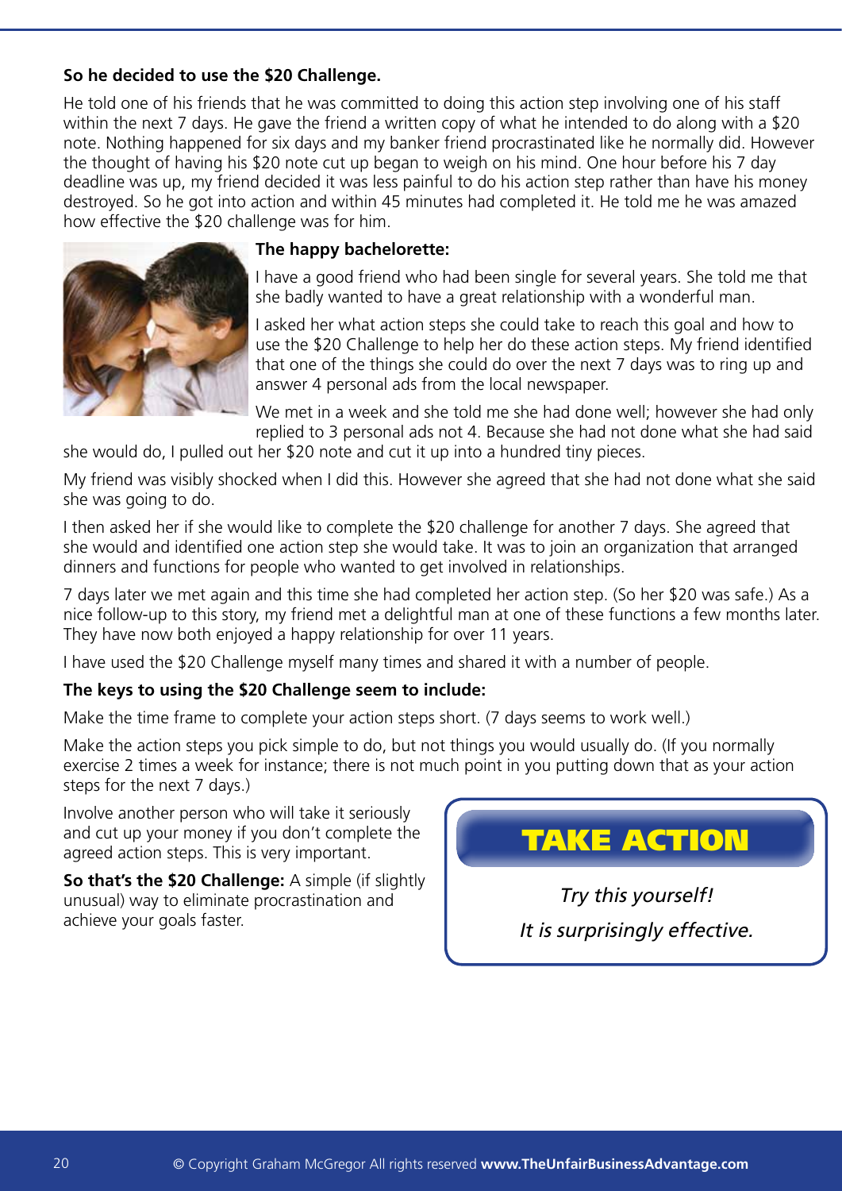**So he decided to use the $20 Challenge.**

He told one of his friends that he was committed to doing this action step involving one of his staff within the next 7 days. He gave the friend a written copy of what he intended to do along with a $20 note. Nothing happened for six days and my banker friend procrastinated like he normally did. However the thought of having his $20 note cut up began to weigh on his mind. One hour before his 7 day deadline was up, my friend decided it was less painful to do his action step rather than have his money destroyed. So he got into action and within 45 minutes had completed it. He told me he was amazed how effective the $20 challenge was for him.

**The happy bachelorette:**

I have a good friend who had been single for several years. She told me that she badly wanted to have a great relationship with a wonderful man.

I asked her what action steps she could take to reach this goal and how to use the $20 Challenge to help her do these action steps. My friend identified that one of the things she could do over the next 7 days was to ring up and answer 4 personal ads from the local newspaper.

We met in a week and she told me she had done well; however she had only replied to 3 personal ads not 4. Because she had not done what she had said she would do, I pulled out her $20 note and cut it up into a hundred tiny pieces.

My friend was visibly shocked when I did this. However she agreed that she had not done what she said she was going to do.

I then asked her if she would like to complete the $20 challenge for another 7 days. She agreed that she would and identified one action step she would take. It was to join an organization that arranged dinners and functions for people who wanted to get involved in relationships.

7 days later we met again and this time she had completed her action step. (So her $20 was safe.) As a nice follow-up to this story, my friend met a delightful man at one of these functions a few months later. They have now both enjoyed a happy relationship for over 11 years.

I have used the $20 Challenge myself many times and shared it with a number of people.

**The keys to using the $20 Challenge seem to include:**

Make the time frame to complete your action steps short. (7 days seems to work well.)

Make the action steps you pick simple to do, but not things you would usually do. (If you normally exercise 2 times a week for instance; there is not much point in you putting down that as your action steps for the next 7 days.)

Involve another person who will take it seriously and cut up your money if you don't complete the agreed action steps. This is very important.

**So that's the $20 Challenge:** A simple (if slightly unusual) way to eliminate procrastination and achieve your goals faster.

**TAKE ACTION**

*Try this yourself!*

*It is surprisingly effective.*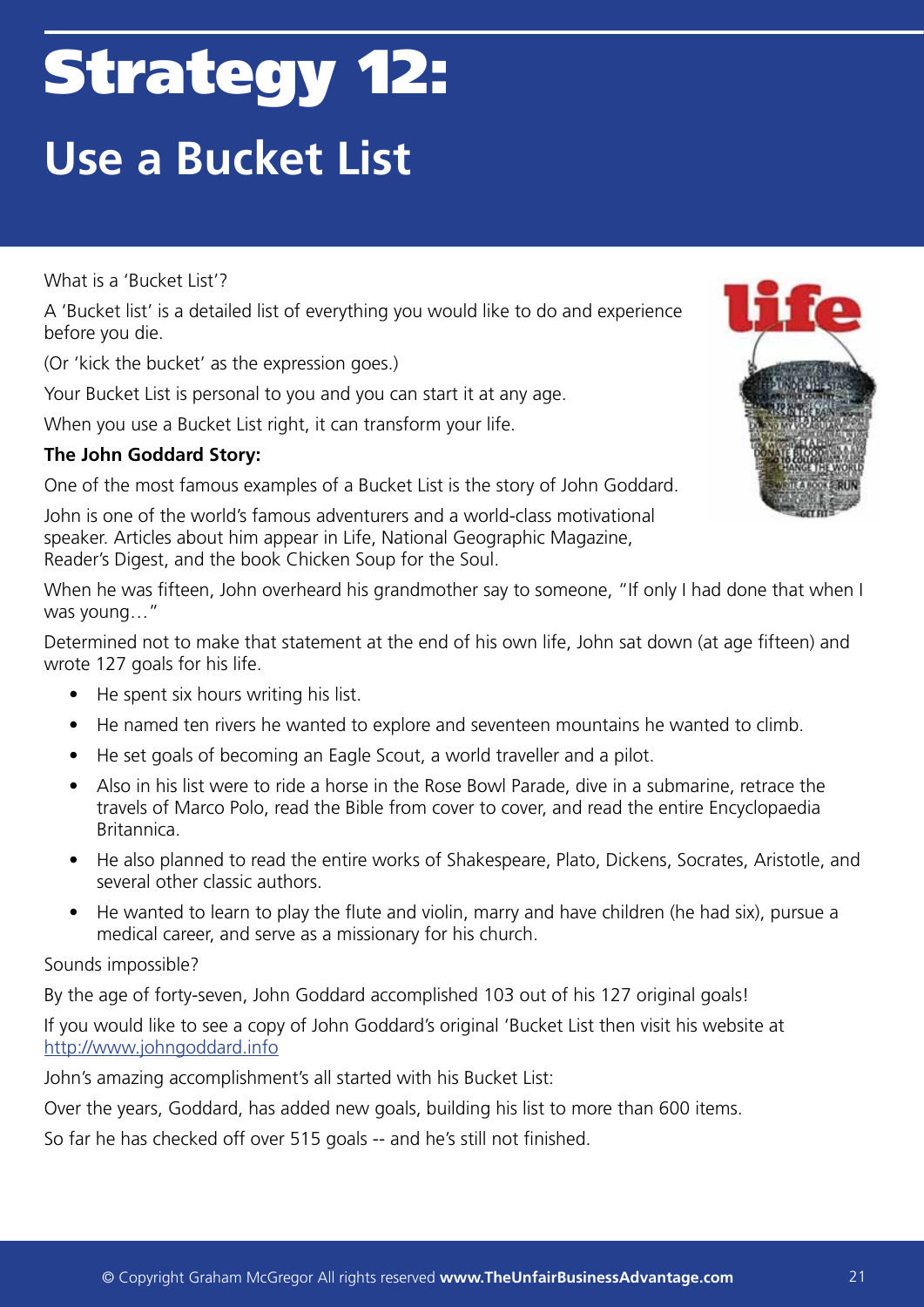# Strategy 12:

## Use a Bucket List

What is a 'Bucket List'?

A 'Bucket list' is a detailed list of everything you would like to do and experience before you die.

(Or 'kick the bucket' as the expression goes.)

Your Bucket List is personal to you and you can start it at any age.

When you use a Bucket List right, it can transform your life.

**The John Goddard Story:**

One of the most famous examples of a Bucket List is the story of John Goddard.

John is one of the world's famous adventurers and a world-class motivational speaker. Articles about him appear in Life, National Geographic Magazine, Reader's Digest, and the book Chicken Soup for the Soul.

When he was fifteen, John overheard his grandmother say to someone, "If only I had done that when I was young…"

Determined not to make that statement at the end of his own life, John sat down (at age fifteen) and wrote 127 goals for his life.

- He spent six hours writing his list.
- He named ten rivers he wanted to explore and seventeen mountains he wanted to climb.
- He set goals of becoming an Eagle Scout, a world traveller and a pilot.
- Also in his list were to ride a horse in the Rose Bowl Parade, dive in a submarine, retrace the travels of Marco Polo, read the Bible from cover to cover, and read the entire Encyclopaedia Britannica.
- He also planned to read the entire works of Shakespeare, Plato, Dickens, Socrates, Aristotle, and several other classic authors.
- He wanted to learn to play the flute and violin, marry and have children (he had six), pursue a medical career, and serve as a missionary for his church.

Sounds impossible?

By the age of forty-seven, John Goddard accomplished 103 out of his 127 original goals!

If you would like to see a copy of John Goddard's original 'Bucket List then visit his website at http://www.johngoddard.info

John's amazing accomplishment's all started with his Bucket List:

Over the years, Goddard, has added new goals, building his list to more than 600 items.

So far he has checked off over 515 goals -- and he's still not finished.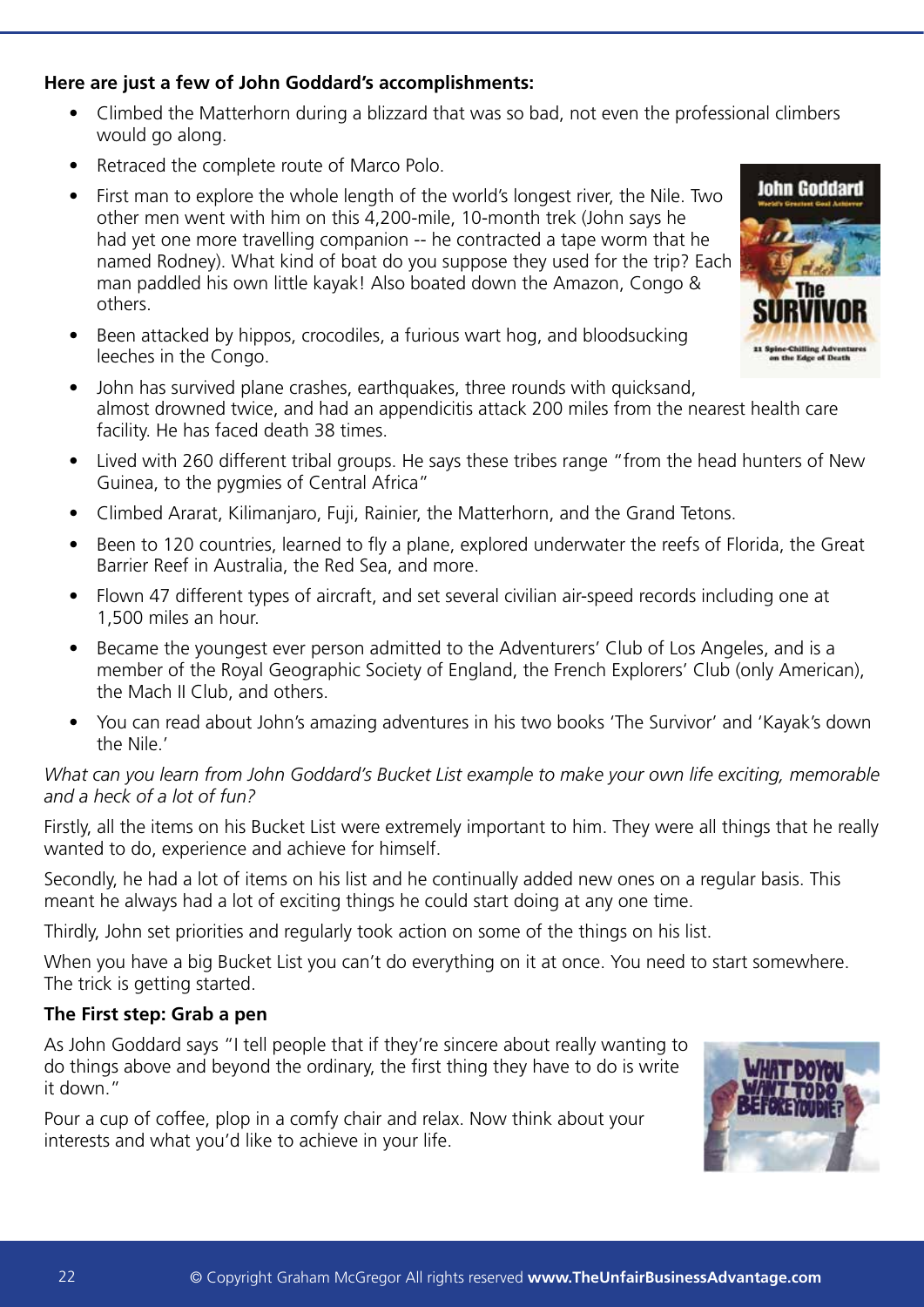**Here are just a few of John Goddard's accomplishments:**

- Climbed the Matterhorn during a blizzard that was so bad, not even the professional climbers would go along.
- Retraced the complete route of Marco Polo.
- First man to explore the whole length of the world's longest river, the Nile. Two other men went with him on this 4,200-mile, 10-month trek (John says he had yet one more travelling companion -- he contracted a tape worm that he named Rodney). What kind of boat do you suppose they used for the trip? Each man paddled his own little kayak! Also boated down the Amazon, Congo & others.
- Been attacked by hippos, crocodiles, a furious wart hog, and bloodsucking leeches in the Congo.
- John has survived plane crashes, earthquakes, three rounds with quicksand, almost drowned twice, and had an appendicitis attack 200 miles from the nearest health care facility. He has faced death 38 times.
- Lived with 260 different tribal groups. He says these tribes range "from the head hunters of New Guinea, to the pygmies of Central Africa"
- Climbed Ararat, Kilimanjaro, Fuji, Rainier, the Matterhorn, and the Grand Tetons.
- Been to 120 countries, learned to fly a plane, explored underwater the reefs of Florida, the Great Barrier Reef in Australia, the Red Sea, and more.
- Flown 47 different types of aircraft, and set several civilian air-speed records including one at 1,500 miles an hour.
- Became the youngest ever person admitted to the Adventurers' Club of Los Angeles, and is a member of the Royal Geographic Society of England, the French Explorers' Club (only American), the Mach II Club, and others.
- You can read about John's amazing adventures in his two books 'The Survivor' and 'Kayak's down the Nile.'

*What can you learn from John Goddard's Bucket List example to make your own life exciting, memorable and a heck of a lot of fun?*

Firstly, all the items on his Bucket List were extremely important to him. They were all things that he really wanted to do, experience and achieve for himself.

Secondly, he had a lot of items on his list and he continually added new ones on a regular basis. This meant he always had a lot of exciting things he could start doing at any one time.

Thirdly, John set priorities and regularly took action on some of the things on his list.

When you have a big Bucket List you can't do everything on it at once. You need to start somewhere. The trick is getting started.

**The First step: Grab a pen**

As John Goddard says "I tell people that if they're sincere about really wanting to do things above and beyond the ordinary, the first thing they have to do is write it down."

Pour a cup of coffee, plop in a comfy chair and relax. Now think about your interests and what you'd like to achieve in your life.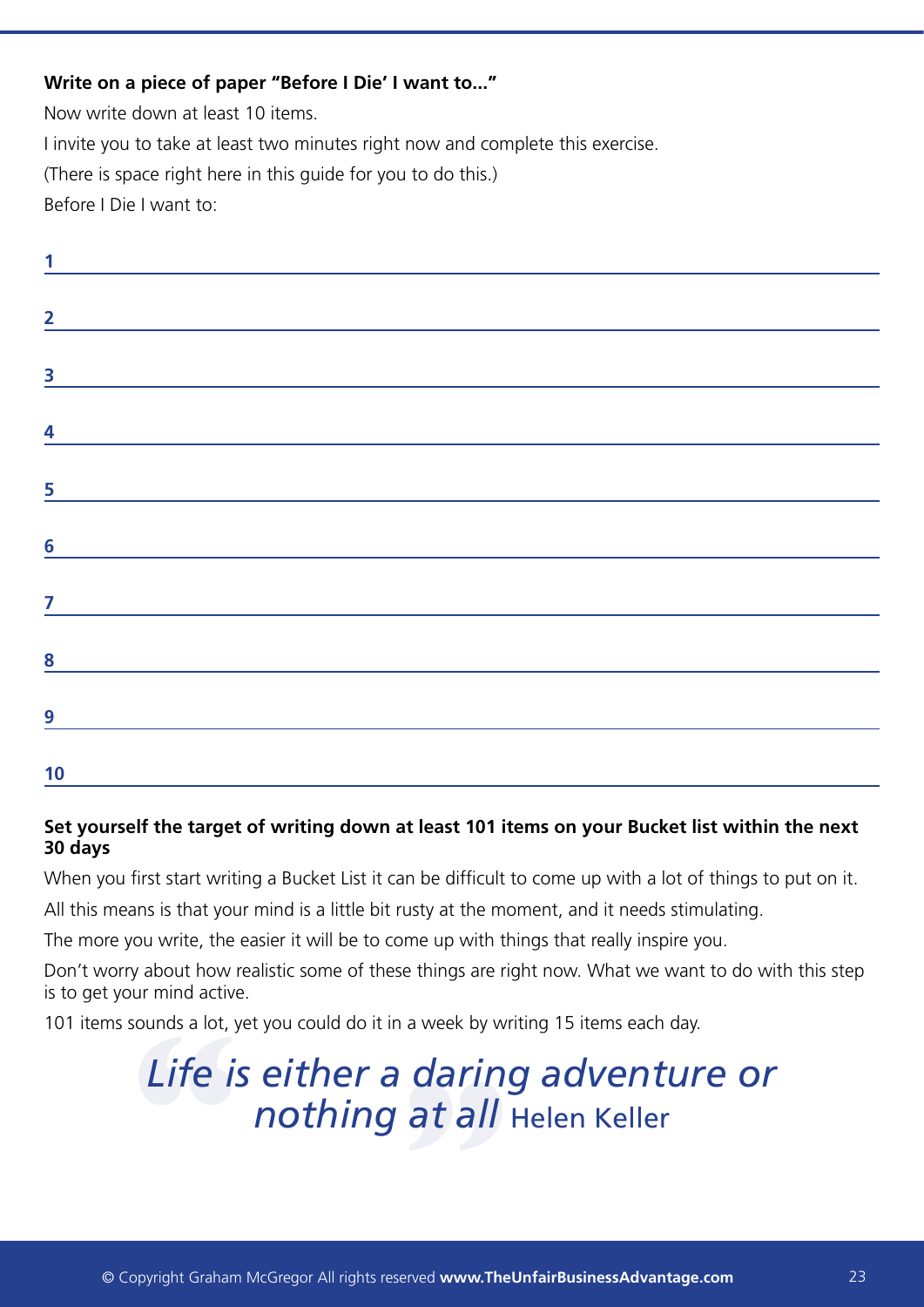**Write on a piece of paper "Before I Die' I want to..."**

Now write down at least 10 items.

I invite you to take at least two minutes right now and complete this exercise.

(There is space right here in this guide for you to do this.)

Before I Die I want to:

**1** ______________________________

**2** ______________________________

**3** ______________________________

**4** ______________________________

**5** ______________________________

**6** ______________________________

**7** ______________________________

**8** ______________________________

**9** ______________________________

**10** ______________________________

**Set yourself the target of writing down at least 101 items on your Bucket list within the next 30 days**

When you first start writing a Bucket List it can be difficult to come up with a lot of things to put on it.

All this means is that your mind is a little bit rusty at the moment, and it needs stimulating.

The more you write, the easier it will be to come up with things that really inspire you.

Don't worry about how realistic some of these things are right now. What we want to do with this step is to get your mind active.

101 items sounds a lot, yet you could do it in a week by writing 15 items each day.

> *Life is either a daring adventure or nothing at all* Helen Keller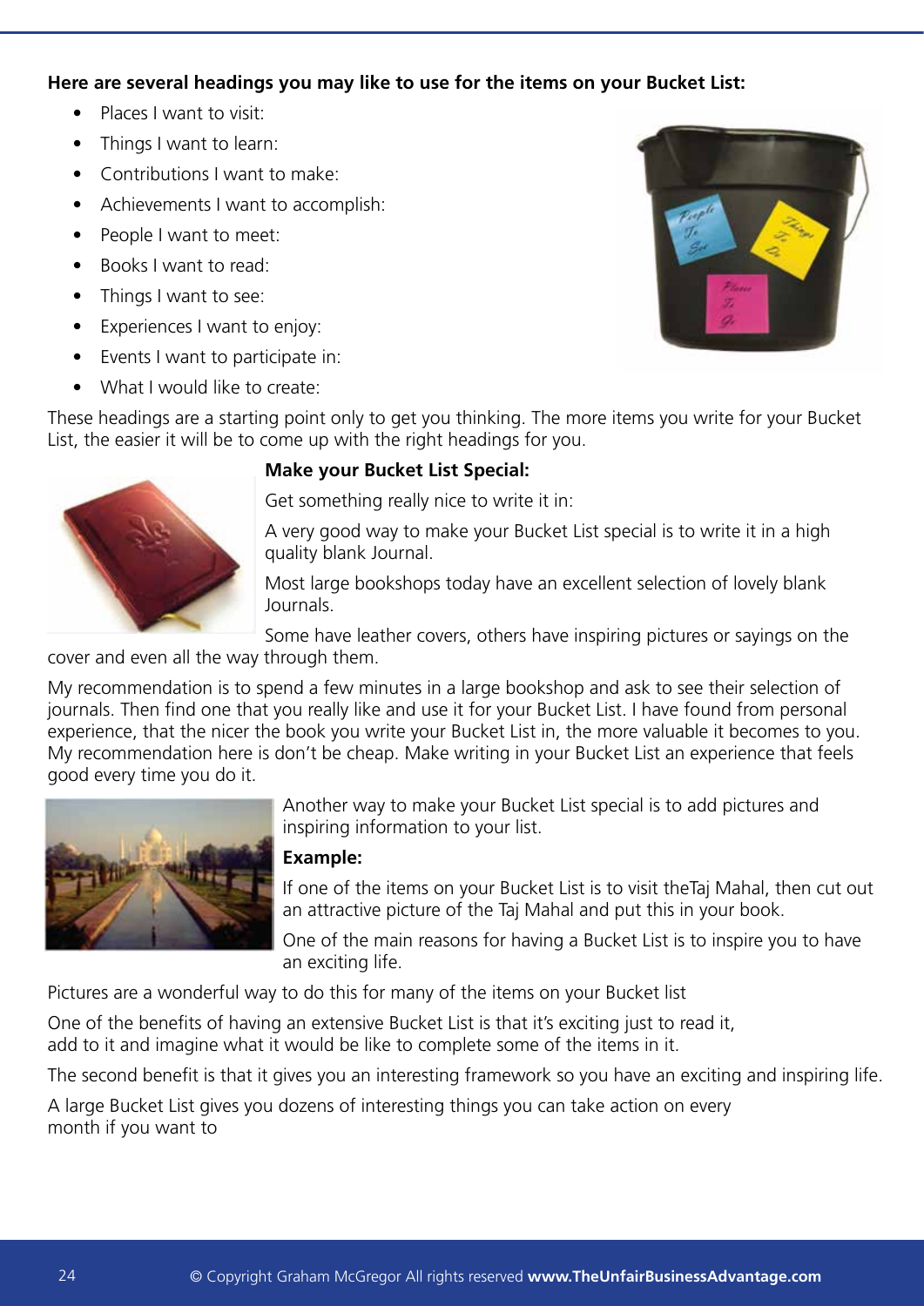**Here are several headings you may like to use for the items on your Bucket List:**

- Places I want to visit:
- Things I want to learn:
- Contributions I want to make:
- Achievements I want to accomplish:
- People I want to meet:
- Books I want to read:
- Things I want to see:
- Experiences I want to enjoy:
- Events I want to participate in:
- What I would like to create:

These headings are a starting point only to get you thinking. The more items you write for your Bucket List, the easier it will be to come up with the right headings for you.

**Make your Bucket List Special:**

Get something really nice to write it in:

A very good way to make your Bucket List special is to write it in a high quality blank Journal.

Most large bookshops today have an excellent selection of lovely blank Journals.

Some have leather covers, others have inspiring pictures or sayings on the cover and even all the way through them.

My recommendation is to spend a few minutes in a large bookshop and ask to see their selection of journals. Then find one that you really like and use it for your Bucket List. I have found from personal experience, that the nicer the book you write your Bucket List in, the more valuable it becomes to you. My recommendation here is don't be cheap. Make writing in your Bucket List an experience that feels good every time you do it.

Another way to make your Bucket List special is to add pictures and inspiring information to your list.

**Example:**

If one of the items on your Bucket List is to visit theTaj Mahal, then cut out an attractive picture of the Taj Mahal and put this in your book.

One of the main reasons for having a Bucket List is to inspire you to have an exciting life.

Pictures are a wonderful way to do this for many of the items on your Bucket list

One of the benefits of having an extensive Bucket List is that it's exciting just to read it, add to it and imagine what it would be like to complete some of the items in it.

The second benefit is that it gives you an interesting framework so you have an exciting and inspiring life.

A large Bucket List gives you dozens of interesting things you can take action on every month if you want to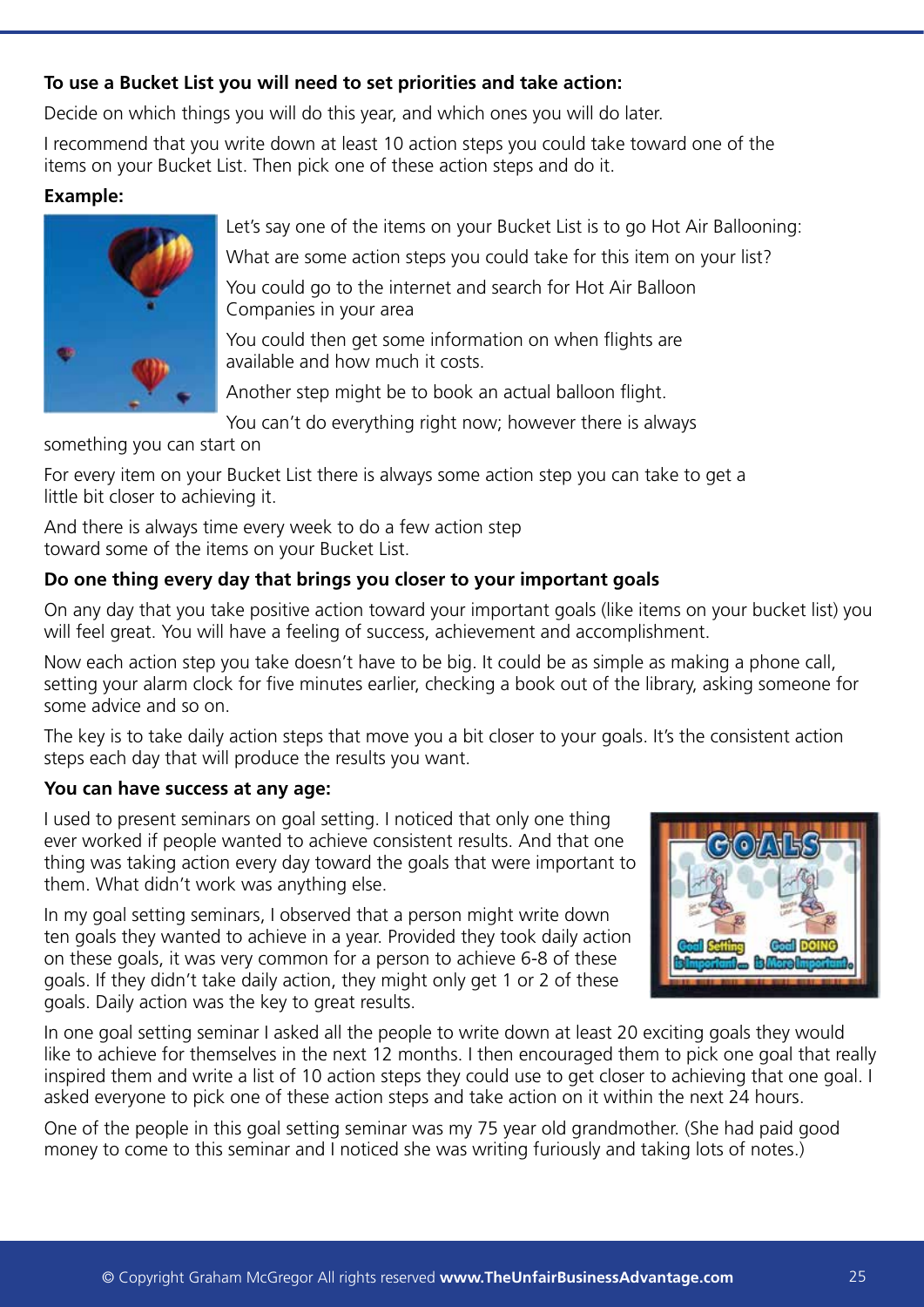**To use a Bucket List you will need to set priorities and take action:**

Decide on which things you will do this year, and which ones you will do later.

I recommend that you write down at least 10 action steps you could take toward one of the items on your Bucket List. Then pick one of these action steps and do it.

**Example:**

Let's say one of the items on your Bucket List is to go Hot Air Ballooning:

What are some action steps you could take for this item on your list?

You could go to the internet and search for Hot Air Balloon Companies in your area

You could then get some information on when flights are available and how much it costs.

Another step might be to book an actual balloon flight.

You can't do everything right now; however there is always something you can start on

For every item on your Bucket List there is always some action step you can take to get a little bit closer to achieving it.

And there is always time every week to do a few action step toward some of the items on your Bucket List.

**Do one thing every day that brings you closer to your important goals**

On any day that you take positive action toward your important goals (like items on your bucket list) you will feel great. You will have a feeling of success, achievement and accomplishment.

Now each action step you take doesn't have to be big. It could be as simple as making a phone call, setting your alarm clock for five minutes earlier, checking a book out of the library, asking someone for some advice and so on.

The key is to take daily action steps that move you a bit closer to your goals. It's the consistent action steps each day that will produce the results you want.

**You can have success at any age:**

I used to present seminars on goal setting. I noticed that only one thing ever worked if people wanted to achieve consistent results. And that one thing was taking action every day toward the goals that were important to them. What didn't work was anything else.

In my goal setting seminars, I observed that a person might write down ten goals they wanted to achieve in a year. Provided they took daily action on these goals, it was very common for a person to achieve 6-8 of these goals. If they didn't take daily action, they might only get 1 or 2 of these goals. Daily action was the key to great results.

In one goal setting seminar I asked all the people to write down at least 20 exciting goals they would like to achieve for themselves in the next 12 months. I then encouraged them to pick one goal that really inspired them and write a list of 10 action steps they could use to get closer to achieving that one goal. I asked everyone to pick one of these action steps and take action on it within the next 24 hours.

One of the people in this goal setting seminar was my 75 year old grandmother. (She had paid good money to come to this seminar and I noticed she was writing furiously and taking lots of notes.)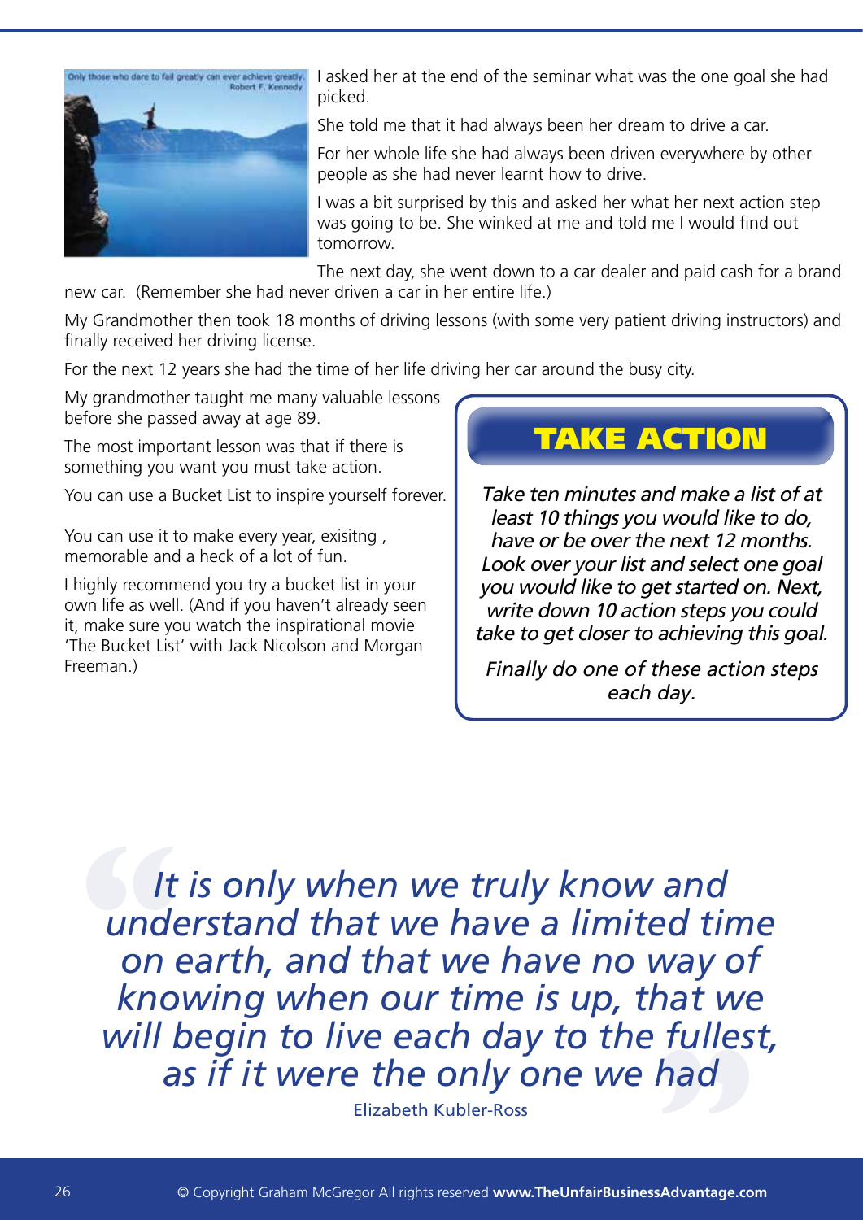I asked her at the end of the seminar what was the one goal she had picked.

She told me that it had always been her dream to drive a car.

For her whole life she had always been driven everywhere by other people as she had never learnt how to drive.

I was a bit surprised by this and asked her what her next action step was going to be. She winked at me and told me I would find out tomorrow.

The next day, she went down to a car dealer and paid cash for a brand new car. (Remember she had never driven a car in her entire life.)

My Grandmother then took 18 months of driving lessons (with some very patient driving instructors) and finally received her driving license.

For the next 12 years she had the time of her life driving her car around the busy city.

My grandmother taught me many valuable lessons before she passed away at age 89.

The most important lesson was that if there is something you want you must take action.

You can use a Bucket List to inspire yourself forever.

You can use it to make every year, exisitng , memorable and a heck of a lot of fun.

I highly recommend you try a bucket list in your own life as well. (And if you haven't already seen it, make sure you watch the inspirational movie 'The Bucket List' with Jack Nicolson and Morgan Freeman.)

## TAKE ACTION

*Take ten minutes and make a list of at least 10 things you would like to do, have or be over the next 12 months. Look over your list and select one goal you would like to get started on. Next, write down 10 action steps you could take to get closer to achieving this goal.*

*Finally do one of these action steps each day.*

> *It is only when we truly know and understand that we have a limited time on earth, and that we have no way of knowing when our time is up, that we will begin to live each day to the fullest, as if it were the only one we had*
>
> Elizabeth Kubler-Ross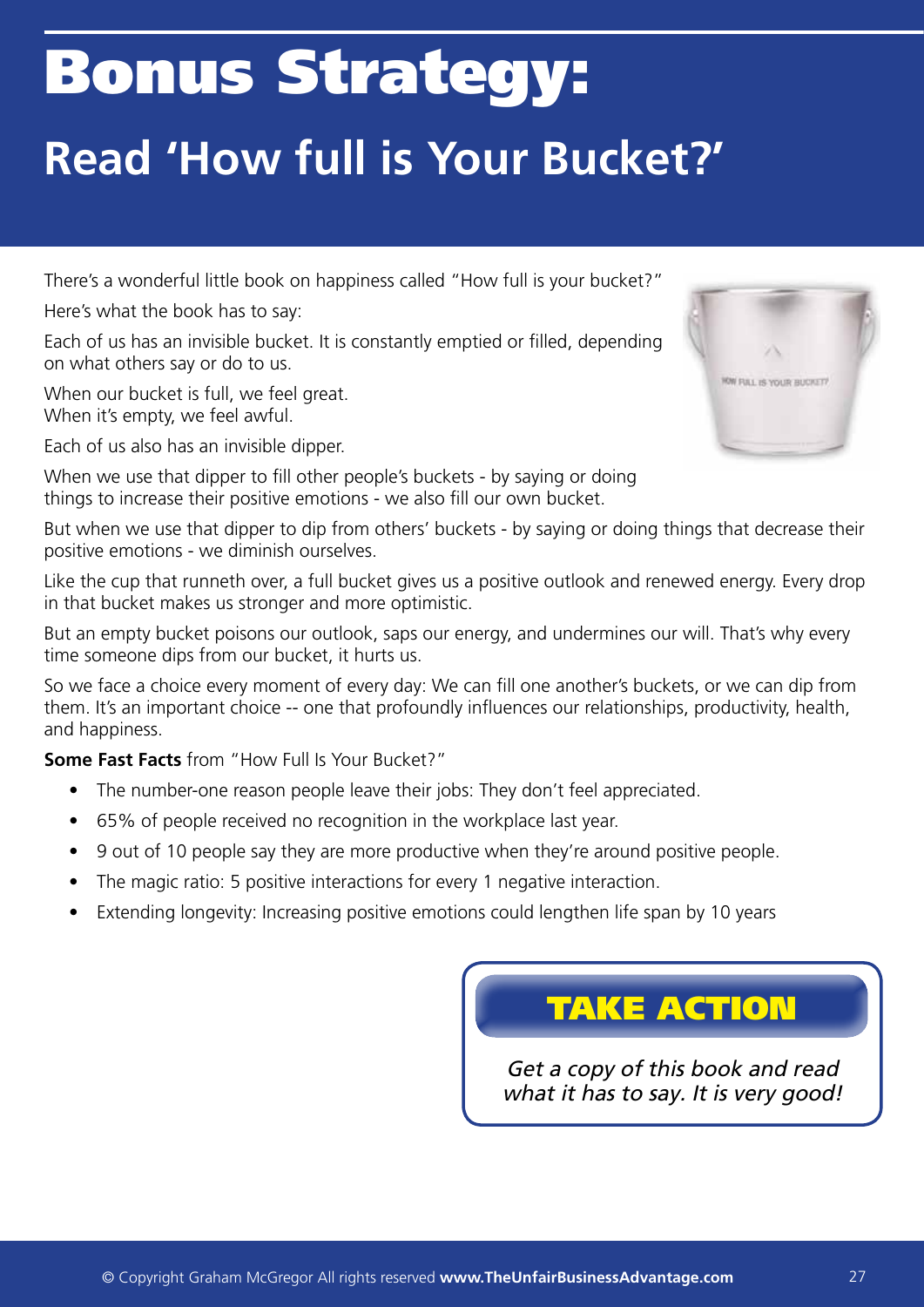# Bonus Strategy:

## Read 'How full is Your Bucket?'

There's a wonderful little book on happiness called "How full is your bucket?"

Here's what the book has to say:

Each of us has an invisible bucket. It is constantly emptied or filled, depending on what others say or do to us.

When our bucket is full, we feel great.
When it's empty, we feel awful.

Each of us also has an invisible dipper.

When we use that dipper to fill other people's buckets - by saying or doing things to increase their positive emotions - we also fill our own bucket.

But when we use that dipper to dip from others' buckets - by saying or doing things that decrease their positive emotions - we diminish ourselves.

Like the cup that runneth over, a full bucket gives us a positive outlook and renewed energy. Every drop in that bucket makes us stronger and more optimistic.

But an empty bucket poisons our outlook, saps our energy, and undermines our will. That's why every time someone dips from our bucket, it hurts us.

So we face a choice every moment of every day: We can fill one another's buckets, or we can dip from them. It's an important choice -- one that profoundly influences our relationships, productivity, health, and happiness.

**Some Fast Facts** from "How Full Is Your Bucket?"

- The number-one reason people leave their jobs: They don't feel appreciated.
- 65% of people received no recognition in the workplace last year.
- 9 out of 10 people say they are more productive when they're around positive people.
- The magic ratio: 5 positive interactions for every 1 negative interaction.
- Extending longevity: Increasing positive emotions could lengthen life span by 10 years

**TAKE ACTION**

*Get a copy of this book and read what it has to say. It is very good!*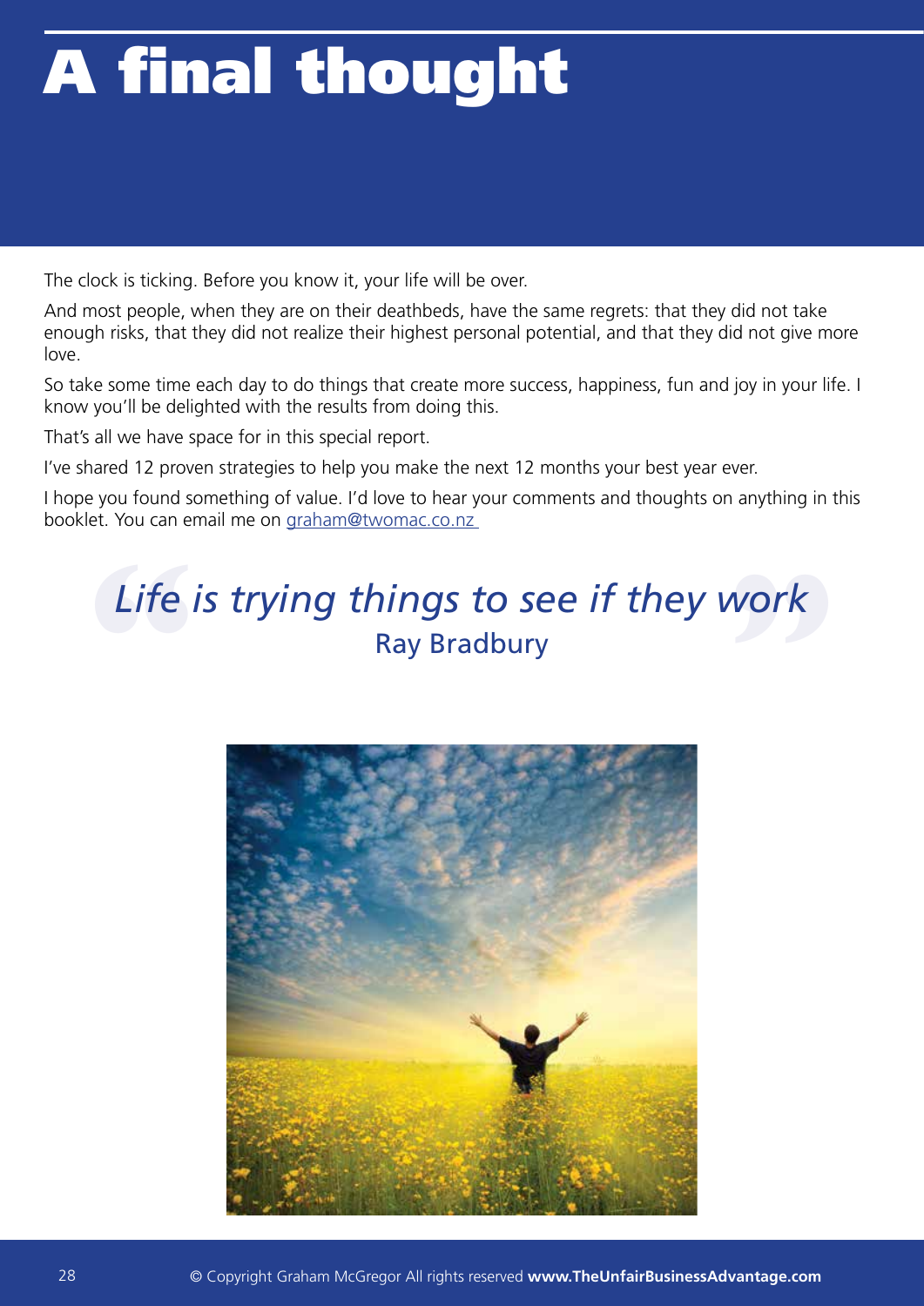# A final thought

The clock is ticking. Before you know it, your life will be over.

And most people, when they are on their deathbeds, have the same regrets: that they did not take enough risks, that they did not realize their highest personal potential, and that they did not give more love.

So take some time each day to do things that create more success, happiness, fun and joy in your life. I know you'll be delighted with the results from doing this.

That's all we have space for in this special report.

I've shared 12 proven strategies to help you make the next 12 months your best year ever.

I hope you found something of value. I'd love to hear your comments and thoughts on anything in this booklet. You can email me on [graham@twomac.co.nz](mailto:graham@twomac.co.nz)

> *Life is trying things to see if they work*
>
> Ray Bradbury